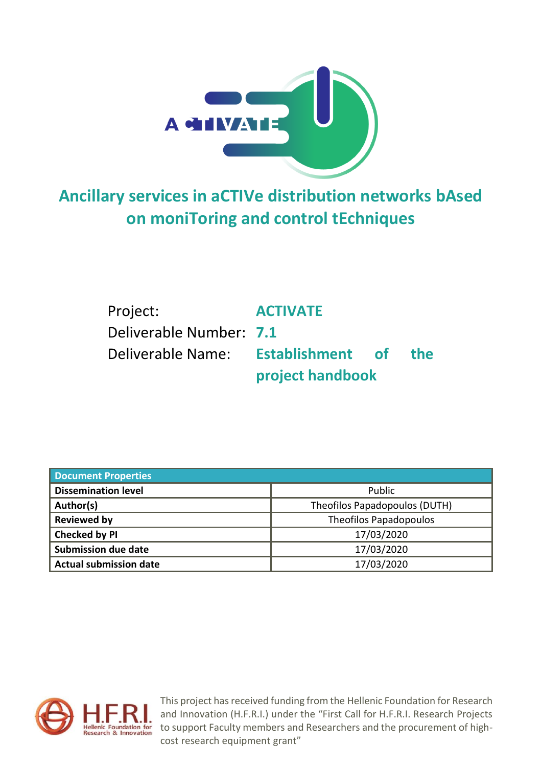# Ancillary services in aCTIVe distribution networks bAsed on moniToring and control tEchniques

Project: **ACTIVATE**

Deliverable Number: **7.1**

Deliverable Name: **Establishment of the project handbook**

| Document Properties | |
|---|---|
| **Dissemination level** | Public |
| **Author(s)** | Theofilos Papadopoulos (DUTH) |
| **Reviewed by** | Theofilos Papadopoulos |
| **Checked by PI** | 17/03/2020 |
| **Submission due date** | 17/03/2020 |
| **Actual submission date** | 17/03/2020 |

This project has received funding from the Hellenic Foundation for Research and Innovation (H.F.R.I.) under the "First Call for H.F.R.I. Research Projects to support Faculty members and Researchers and the procurement of high-cost research equipment grant"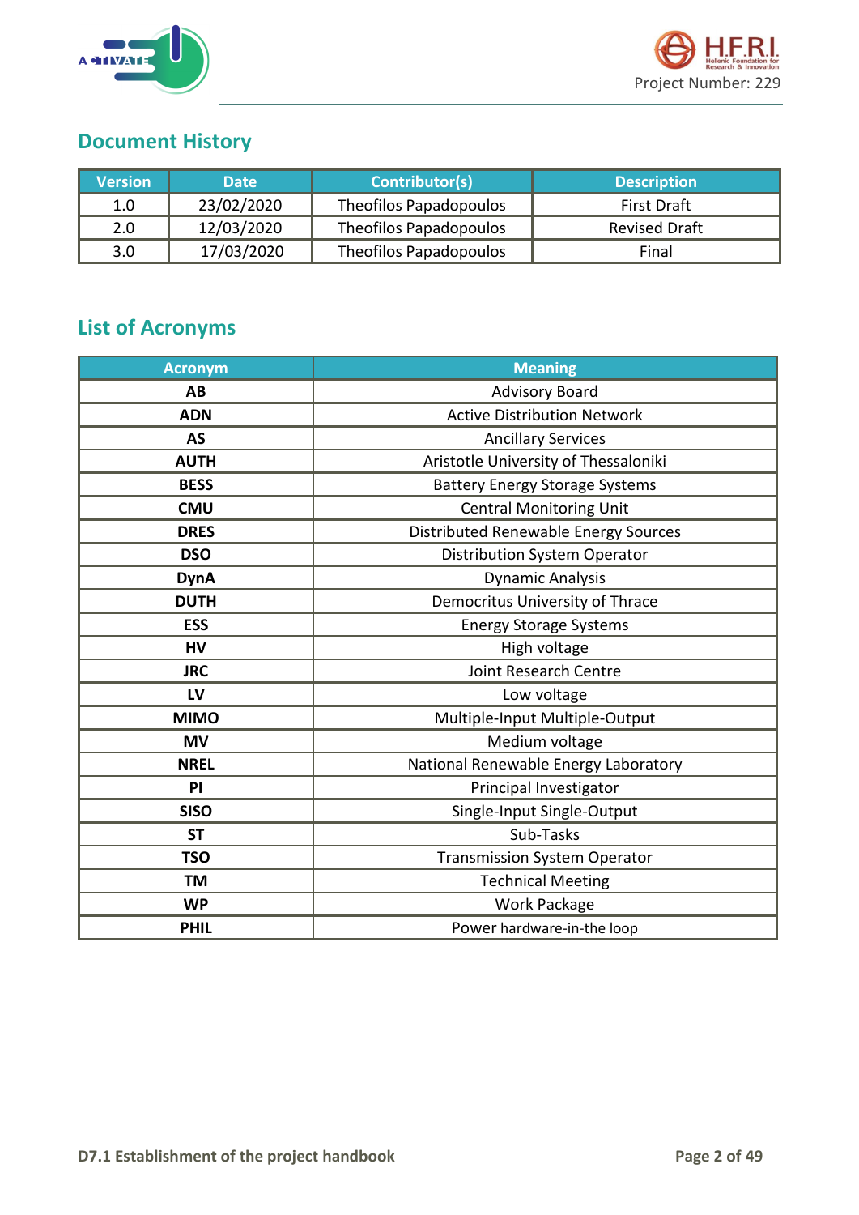## Document History

| Version | Date | Contributor(s) | Description |
|---|---|---|---|
| 1.0 | 23/02/2020 | Theofilos Papadopoulos | First Draft |
| 2.0 | 12/03/2020 | Theofilos Papadopoulos | Revised Draft |
| 3.0 | 17/03/2020 | Theofilos Papadopoulos | Final |

## List of Acronyms

| Acronym | Meaning |
|---|---|
| **AB** | Advisory Board |
| **ADN** | Active Distribution Network |
| **AS** | Ancillary Services |
| **AUTH** | Aristotle University of Thessaloniki |
| **BESS** | Battery Energy Storage Systems |
| **CMU** | Central Monitoring Unit |
| **DRES** | Distributed Renewable Energy Sources |
| **DSO** | Distribution System Operator |
| **DynA** | Dynamic Analysis |
| **DUTH** | Democritus University of Thrace |
| **ESS** | Energy Storage Systems |
| **HV** | High voltage |
| **JRC** | Joint Research Centre |
| **LV** | Low voltage |
| **MIMO** | Multiple-Input Multiple-Output |
| **MV** | Medium voltage |
| **NREL** | National Renewable Energy Laboratory |
| **PI** | Principal Investigator |
| **SISO** | Single-Input Single-Output |
| **ST** | Sub-Tasks |
| **TSO** | Transmission System Operator |
| **TM** | Technical Meeting |
| **WP** | Work Package |
| **PHIL** | Power hardware-in-the loop |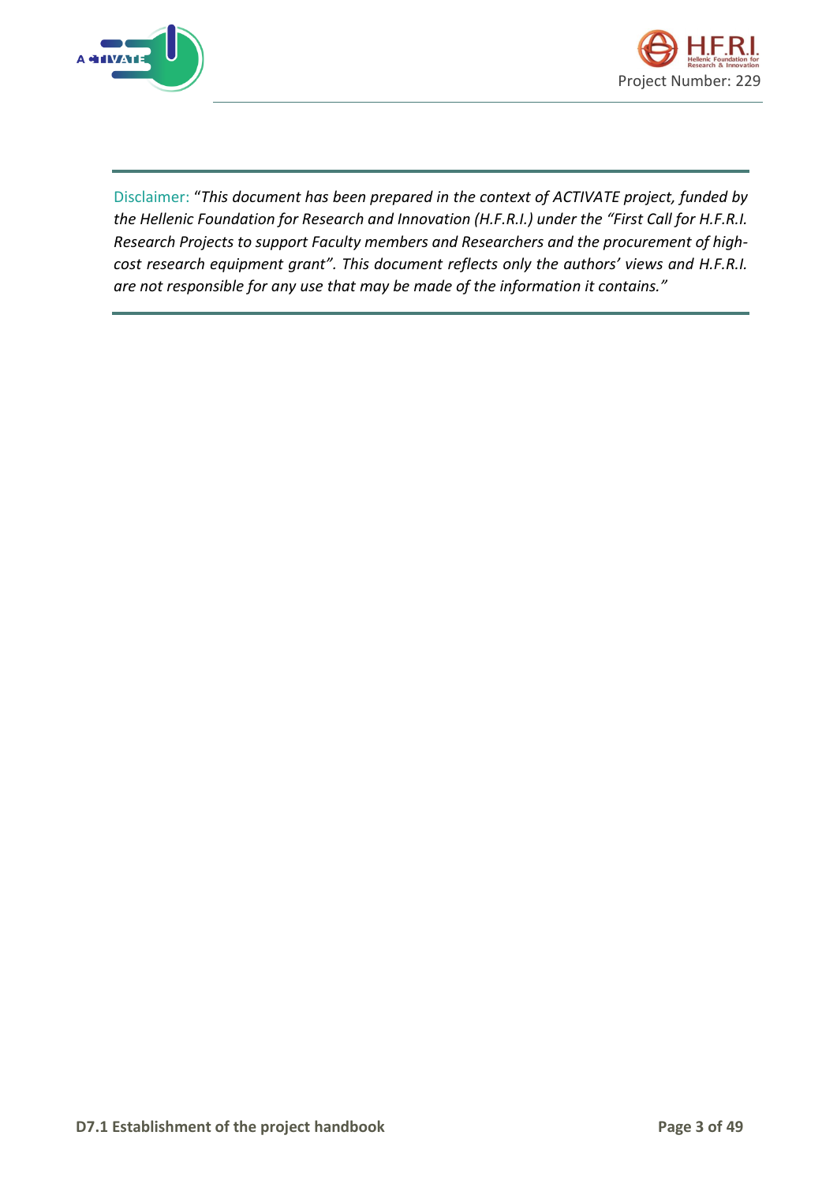Disclaimer: "*This document has been prepared in the context of ACTIVATE project, funded by the Hellenic Foundation for Research and Innovation (H.F.R.I.) under the "First Call for H.F.R.I. Research Projects to support Faculty members and Researchers and the procurement of high-cost research equipment grant". This document reflects only the authors' views and H.F.R.I. are not responsible for any use that may be made of the information it contains."*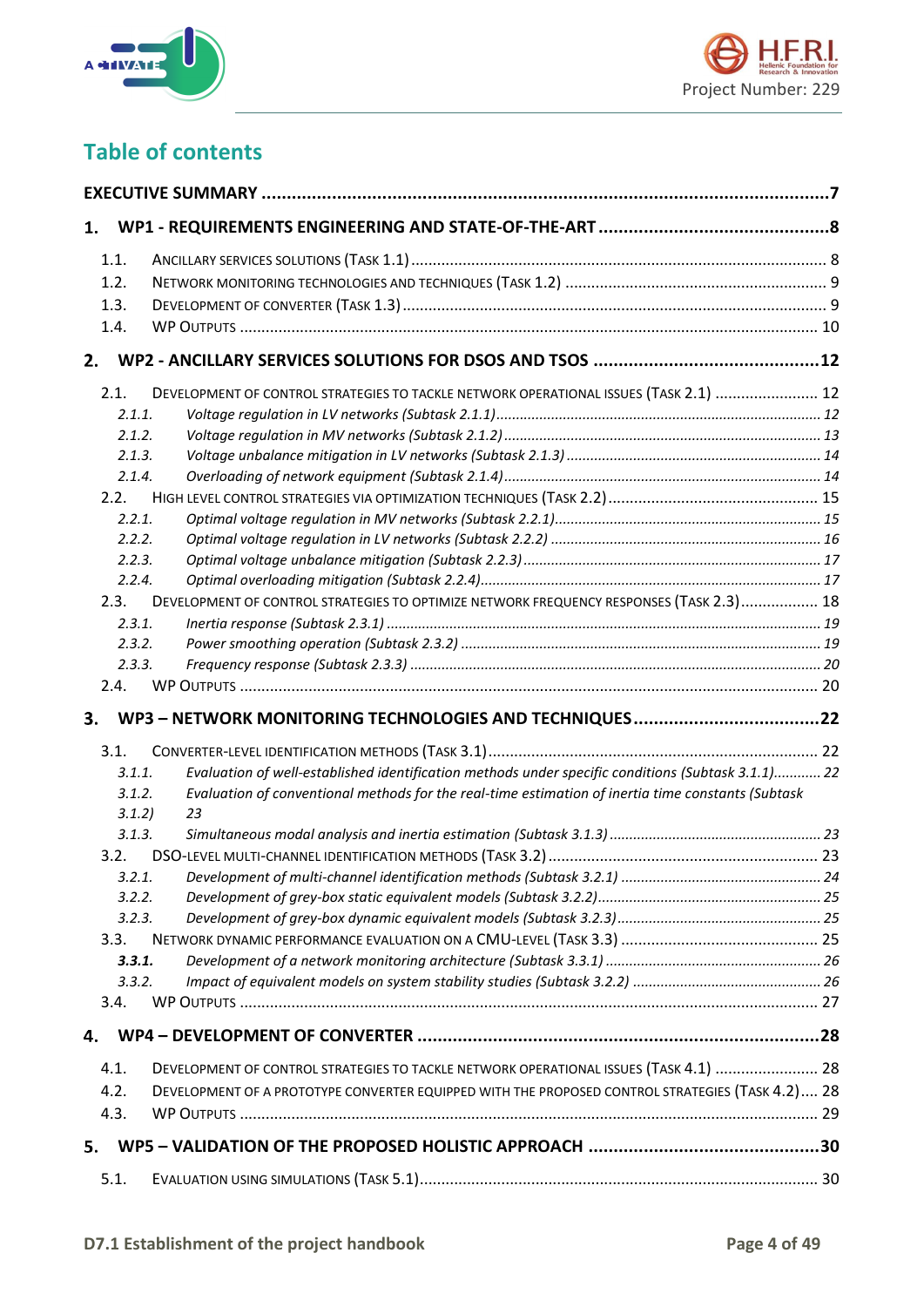# Table of contents

**EXECUTIVE SUMMARY** ... 7

**1. WP1 - REQUIREMENTS ENGINEERING AND STATE-OF-THE-ART** ... 8

- 1.1. Ancillary services solutions (Task 1.1) ... 8
- 1.2. Network monitoring technologies and techniques (Task 1.2) ... 9
- 1.3. Development of converter (Task 1.3) ... 9
- 1.4. WP Outputs ... 10

**2. WP2 - ANCILLARY SERVICES SOLUTIONS FOR DSOS AND TSOS** ... 12

- 2.1. Development of control strategies to tackle network operational issues (Task 2.1) ... 12
  - *2.1.1. Voltage regulation in LV networks (Subtask 2.1.1)* ... 12
  - *2.1.2. Voltage regulation in MV networks (Subtask 2.1.2)* ... 13
  - *2.1.3. Voltage unbalance mitigation in LV networks (Subtask 2.1.3)* ... 14
  - *2.1.4. Overloading of network equipment (Subtask 2.1.4)* ... 14
- 2.2. High level control strategies via optimization techniques (Task 2.2) ... 15
  - *2.2.1. Optimal voltage regulation in MV networks (Subtask 2.2.1)* ... 15
  - *2.2.2. Optimal voltage regulation in LV networks (Subtask 2.2.2)* ... 16
  - *2.2.3. Optimal voltage unbalance mitigation (Subtask 2.2.3)* ... 17
  - *2.2.4. Optimal overloading mitigation (Subtask 2.2.4)* ... 17
- 2.3. Development of control strategies to optimize network frequency responses (Task 2.3) ... 18
  - *2.3.1. Inertia response (Subtask 2.3.1)* ... 19
  - *2.3.2. Power smoothing operation (Subtask 2.3.2)* ... 19
  - *2.3.3. Frequency response (Subtask 2.3.3)* ... 20
- 2.4. WP Outputs ... 20

**3. WP3 – NETWORK MONITORING TECHNOLOGIES AND TECHNIQUES** ... 22

- 3.1. Converter-level identification methods (Task 3.1) ... 22
  - *3.1.1. Evaluation of well-established identification methods under specific conditions (Subtask 3.1.1)* ... 22
  - *3.1.2. Evaluation of conventional methods for the real-time estimation of inertia time constants (Subtask 3.1.2)* 23
  - *3.1.3. Simultaneous modal analysis and inertia estimation (Subtask 3.1.3)* ... 23
- 3.2. DSO-level multi-channel identification methods (Task 3.2) ... 23
  - *3.2.1. Development of multi-channel identification methods (Subtask 3.2.1)* ... 24
  - *3.2.2. Development of grey-box static equivalent models (Subtask 3.2.2)* ... 25
  - *3.2.3. Development of grey-box dynamic equivalent models (Subtask 3.2.3)* ... 25
- 3.3. Network dynamic performance evaluation on a CMU-level (Task 3.3) ... 25
  - ***3.3.1.** Development of a network monitoring architecture (Subtask 3.3.1)* ... 26
  - *3.3.2. Impact of equivalent models on system stability studies (Subtask 3.2.2)* ... 26
- 3.4. WP Outputs ... 27

**4. WP4 – DEVELOPMENT OF CONVERTER** ... 28

- 4.1. Development of control strategies to tackle network operational issues (Task 4.1) ... 28
- 4.2. Development of a prototype converter equipped with the proposed control strategies (Task 4.2) ... 28
- 4.3. WP Outputs ... 29

**5. WP5 – VALIDATION OF THE PROPOSED HOLISTIC APPROACH** ... 30

- 5.1. Evaluation using simulations (Task 5.1) ... 30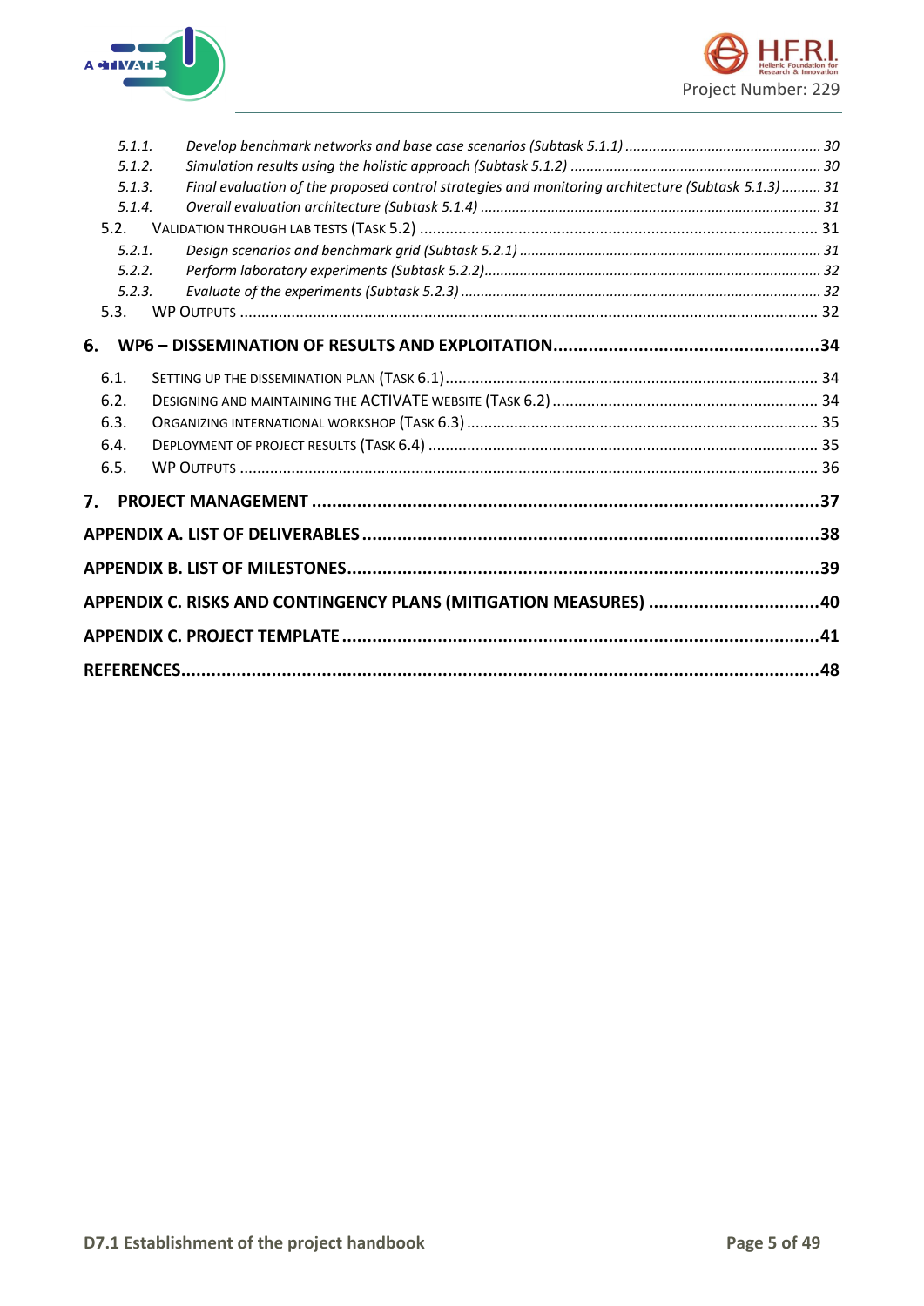*5.1.1. Develop benchmark networks and base case scenarios (Subtask 5.1.1) ............ 30*
*5.1.2. Simulation results using the holistic approach (Subtask 5.1.2) ............ 30*
*5.1.3. Final evaluation of the proposed control strategies and monitoring architecture (Subtask 5.1.3) .......... 31*
*5.1.4. Overall evaluation architecture (Subtask 5.1.4) ............ 31*
5.2. Validation through lab tests (Task 5.2) ............ 31
*5.2.1. Design scenarios and benchmark grid (Subtask 5.2.1) ............ 31*
*5.2.2. Perform laboratory experiments (Subtask 5.2.2) ............ 32*
*5.2.3. Evaluate of the experiments (Subtask 5.2.3) ............ 32*
5.3. WP Outputs ............ 32

**6. WP6 – DISSEMINATION OF RESULTS AND EXPLOITATION ............ 34**

6.1. Setting up the dissemination plan (Task 6.1) ............ 34
6.2. Designing and maintaining the ACTIVATE website (Task 6.2) ............ 34
6.3. Organizing international workshop (Task 6.3) ............ 35
6.4. Deployment of project results (Task 6.4) ............ 35
6.5. WP Outputs ............ 36

**7. PROJECT MANAGEMENT ............ 37**

**APPENDIX A. LIST OF DELIVERABLES ............ 38**

**APPENDIX B. LIST OF MILESTONES ............ 39**

**APPENDIX C. RISKS AND CONTINGENCY PLANS (MITIGATION MEASURES) ............ 40**

**APPENDIX C. PROJECT TEMPLATE ............ 41**

**REFERENCES ............ 48**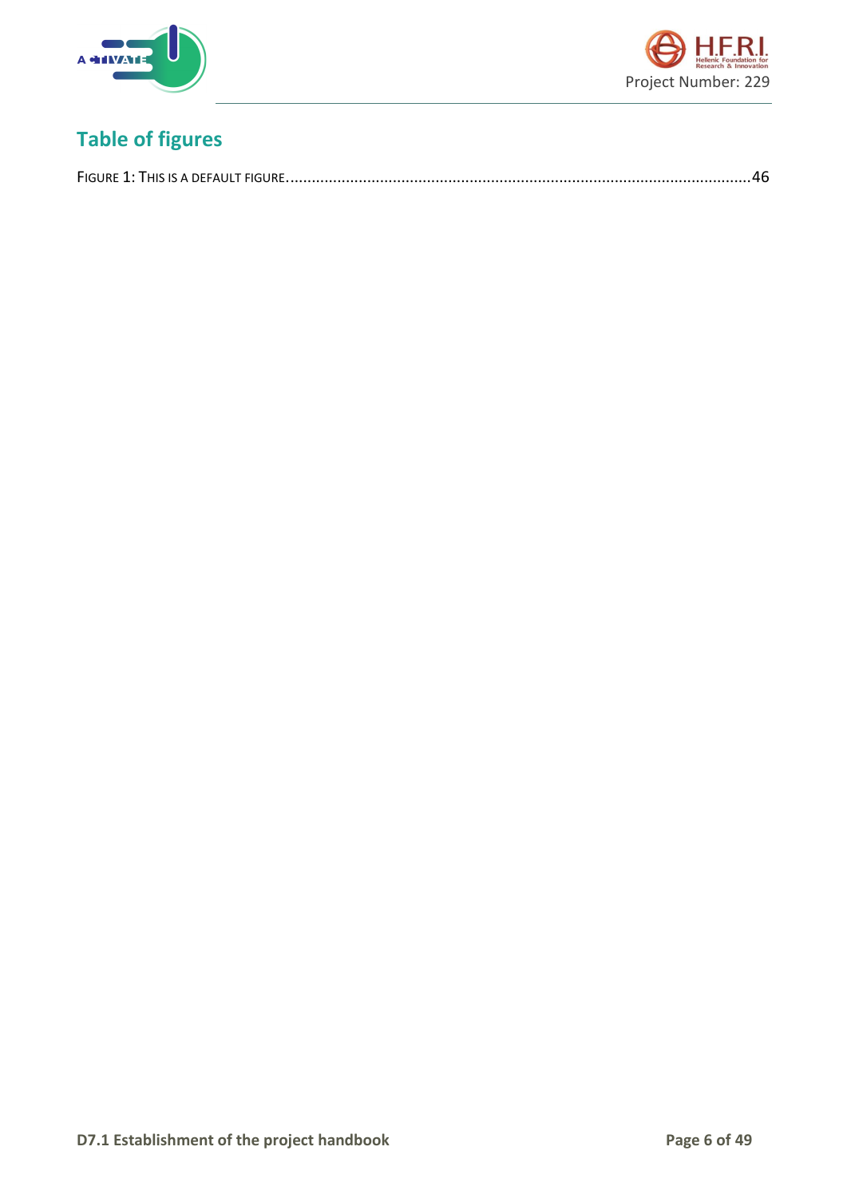## Table of figures

Figure 1: This is a default figure. .......... 46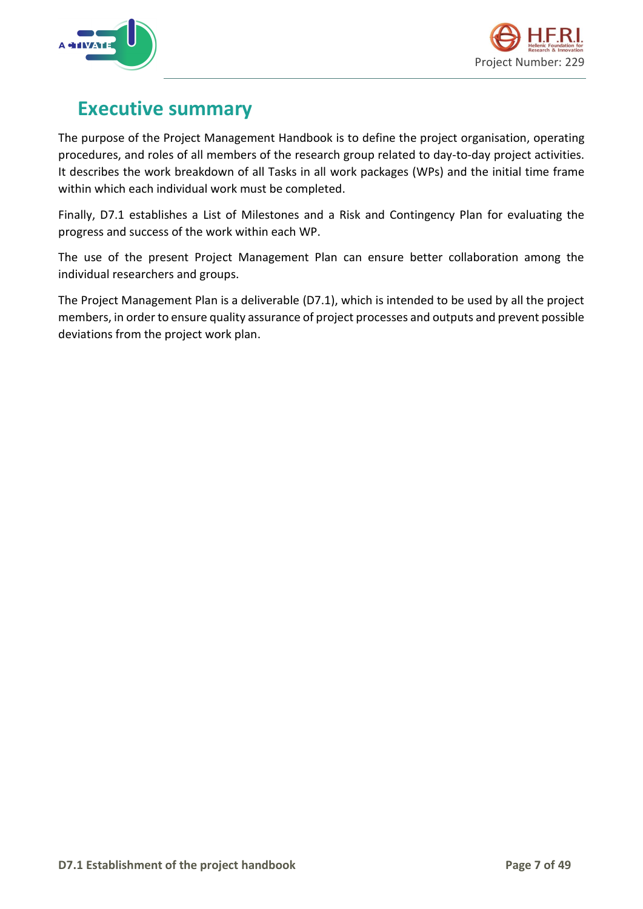# Executive summary

The purpose of the Project Management Handbook is to define the project organisation, operating procedures, and roles of all members of the research group related to day-to-day project activities. It describes the work breakdown of all Tasks in all work packages (WPs) and the initial time frame within which each individual work must be completed.

Finally, D7.1 establishes a List of Milestones and a Risk and Contingency Plan for evaluating the progress and success of the work within each WP.

The use of the present Project Management Plan can ensure better collaboration among the individual researchers and groups.

The Project Management Plan is a deliverable (D7.1), which is intended to be used by all the project members, in order to ensure quality assurance of project processes and outputs and prevent possible deviations from the project work plan.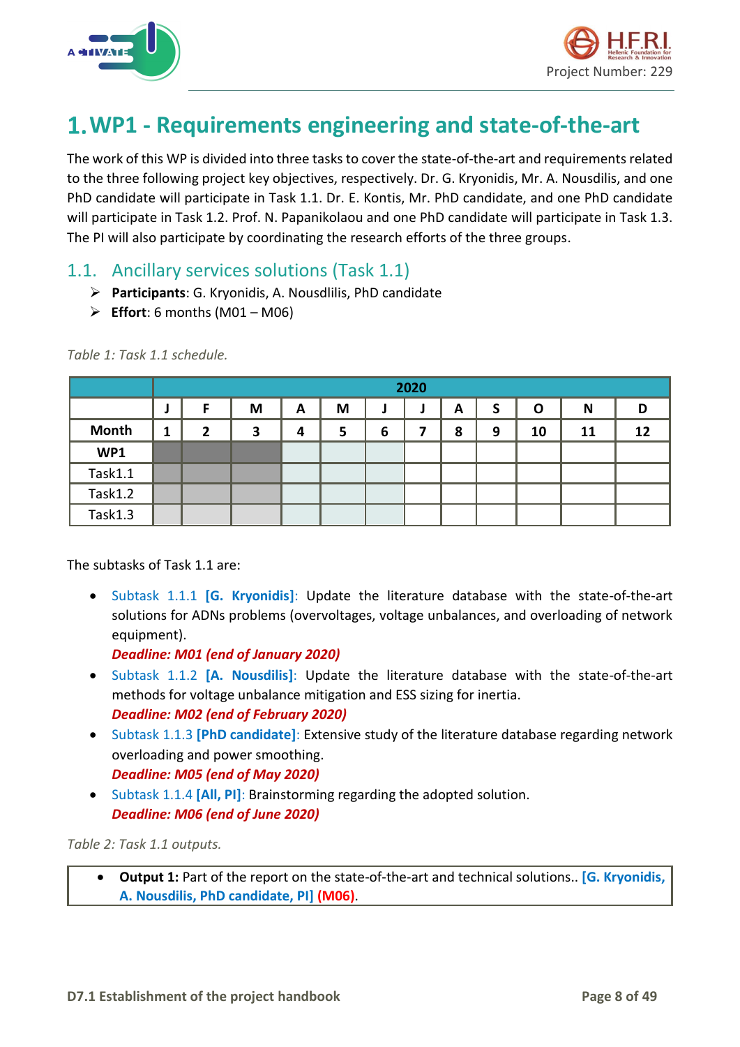## 1. WP1 - Requirements engineering and state-of-the-art

The work of this WP is divided into three tasks to cover the state-of-the-art and requirements related to the three following project key objectives, respectively. Dr. G. Kryonidis, Mr. A. Nousdilis, and one PhD candidate will participate in Task 1.1. Dr. E. Kontis, Mr. PhD candidate, and one PhD candidate will participate in Task 1.2. Prof. N. Papanikolaou and one PhD candidate will participate in Task 1.3. The PI will also participate by coordinating the research efforts of the three groups.

### 1.1. Ancillary services solutions (Task 1.1)

- **Participants**: G. Kryonidis, A. Nousdlilis, PhD candidate
- **Effort**: 6 months (M01 – M06)

*Table 1: Task 1.1 schedule.*

| | 2020 | | | | | | | | | | | |
|---|---|---|---|---|---|---|---|---|---|---|---|---|
| | J | F | M | A | M | J | J | A | S | O | N | D |
| **Month** | **1** | **2** | **3** | **4** | **5** | **6** | **7** | **8** | **9** | **10** | **11** | **12** |
| **WP1** | | | | | | | | | | | | |
| Task1.1 | | | | | | | | | | | | |
| Task1.2 | | | | | | | | | | | | |
| Task1.3 | | | | | | | | | | | | |

The subtasks of Task 1.1 are:

- Subtask 1.1.1 **[G. Kryonidis]**: Update the literature database with the state-of-the-art solutions for ADNs problems (overvoltages, voltage unbalances, and overloading of network equipment).
  ***Deadline: M01 (end of January 2020)***
- Subtask 1.1.2 **[A. Nousdilis]**: Update the literature database with the state-of-the-art methods for voltage unbalance mitigation and ESS sizing for inertia.
  ***Deadline: M02 (end of February 2020)***
- Subtask 1.1.3 **[PhD candidate]**: Extensive study of the literature database regarding network overloading and power smoothing.
  ***Deadline: M05 (end of May 2020)***
- Subtask 1.1.4 **[All, PI]**: Brainstorming regarding the adopted solution.
  ***Deadline: M06 (end of June 2020)***

*Table 2: Task 1.1 outputs.*

| |
|---|
| • **Output 1:** Part of the report on the state-of-the-art and technical solutions.. **[G. Kryonidis, A. Nousdilis, PhD candidate, PI]** **(M06)**. |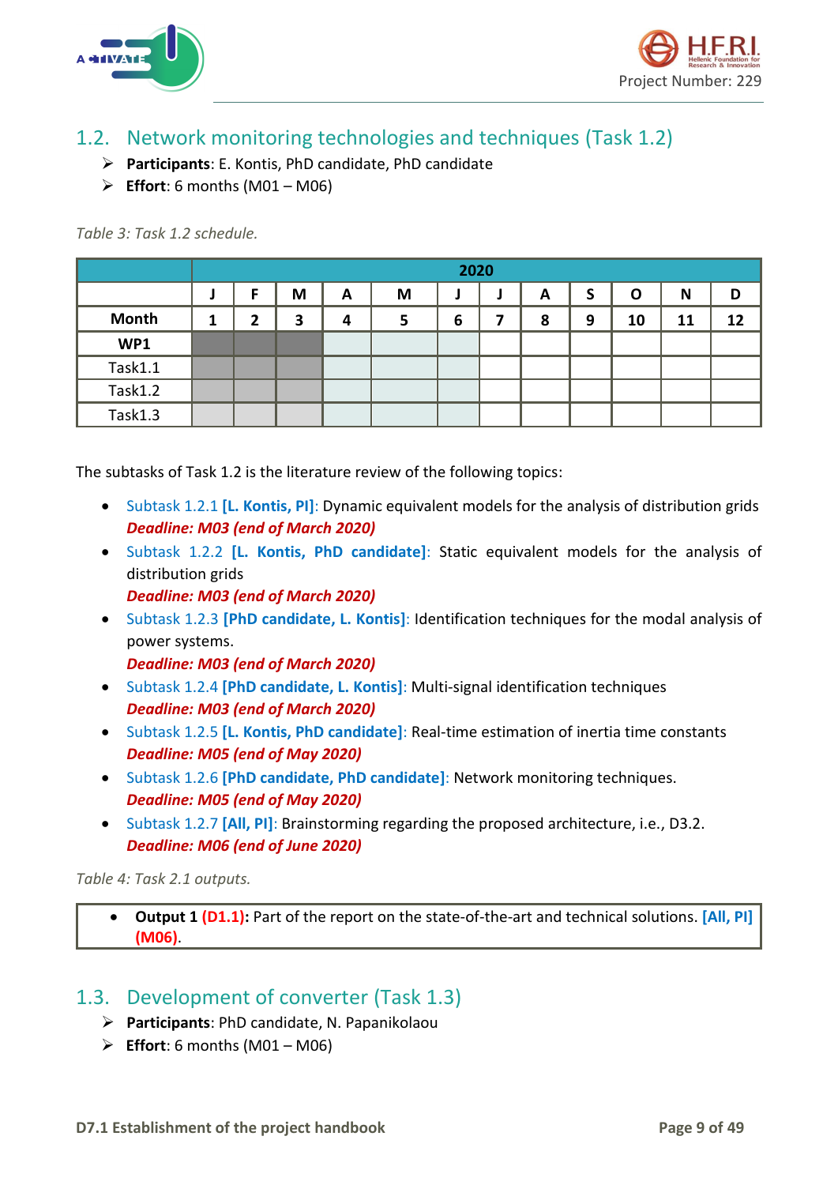## 1.2. Network monitoring technologies and techniques (Task 1.2)

- **Participants**: E. Kontis, PhD candidate, PhD candidate
- **Effort**: 6 months (M01 – M06)

*Table 3: Task 1.2 schedule.*

| | 2020 | | | | | | | | | | | |
|---|---|---|---|---|---|---|---|---|---|---|---|---|
| | J | F | M | A | M | J | J | A | S | O | N | D |
| **Month** | **1** | **2** | **3** | **4** | **5** | **6** | **7** | **8** | **9** | **10** | **11** | **12** |
| **WP1** | | | | | | | | | | | | |
| Task1.1 | | | | | | | | | | | | |
| Task1.2 | | | | | | | | | | | | |
| Task1.3 | | | | | | | | | | | | |

The subtasks of Task 1.2 is the literature review of the following topics:

- Subtask 1.2.1 **[L. Kontis, PI]**: Dynamic equivalent models for the analysis of distribution grids
  ***Deadline: M03 (end of March 2020)***
- Subtask 1.2.2 **[L. Kontis, PhD candidate]**: Static equivalent models for the analysis of distribution grids
  ***Deadline: M03 (end of March 2020)***
- Subtask 1.2.3 **[PhD candidate, L. Kontis]**: Identification techniques for the modal analysis of power systems.
  ***Deadline: M03 (end of March 2020)***
- Subtask 1.2.4 **[PhD candidate, L. Kontis]**: Multi-signal identification techniques
  ***Deadline: M03 (end of March 2020)***
- Subtask 1.2.5 **[L. Kontis, PhD candidate]**: Real-time estimation of inertia time constants
  ***Deadline: M05 (end of May 2020)***
- Subtask 1.2.6 **[PhD candidate, PhD candidate]**: Network monitoring techniques.
  ***Deadline: M05 (end of May 2020)***
- Subtask 1.2.7 **[All, PI]**: Brainstorming regarding the proposed architecture, i.e., D3.2.
  ***Deadline: M06 (end of June 2020)***

*Table 4: Task 2.1 outputs.*

- **Output 1 (D1.1):** Part of the report on the state-of-the-art and technical solutions. **[All, PI]** **(M06)**.

## 1.3. Development of converter (Task 1.3)

- **Participants**: PhD candidate, N. Papanikolaou
- **Effort**: 6 months (M01 – M06)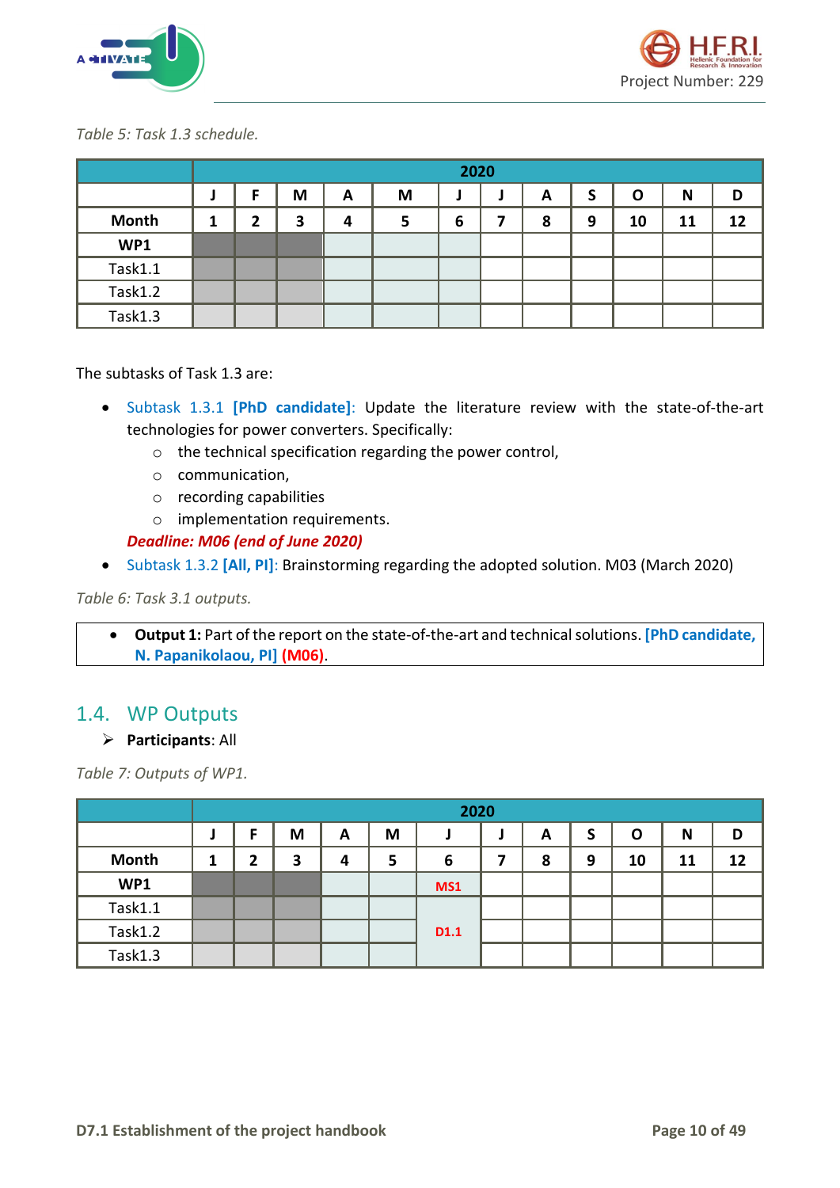*Table 5: Task 1.3 schedule.*

| | 2020 | | | | | | | | | | | |
|---|---|---|---|---|---|---|---|---|---|---|---|---|
| | J | F | M | A | M | J | J | A | S | O | N | D |
| **Month** | 1 | 2 | 3 | 4 | 5 | 6 | 7 | 8 | 9 | 10 | 11 | 12 |
| **WP1** | | | | | | | | | | | | |
| Task1.1 | | | | | | | | | | | | |
| Task1.2 | | | | | | | | | | | | |
| Task1.3 | | | | | | | | | | | | |

The subtasks of Task 1.3 are:

- Subtask 1.3.1 **[PhD candidate]**: Update the literature review with the state-of-the-art technologies for power converters. Specifically:
  - the technical specification regarding the power control,
  - communication,
  - recording capabilities
  - implementation requirements.

  ***Deadline: M06 (end of June 2020)***
- Subtask 1.3.2 **[All, PI]**: Brainstorming regarding the adopted solution. M03 (March 2020)

*Table 6: Task 3.1 outputs.*

- **Output 1:** Part of the report on the state-of-the-art and technical solutions. **[PhD candidate, N. Papanikolaou, PI]** **(M06)**.

## 1.4. WP Outputs

- **Participants**: All

*Table 7: Outputs of WP1.*

| | 2020 | | | | | | | | | | | |
|---|---|---|---|---|---|---|---|---|---|---|---|---|
| | J | F | M | A | M | J | J | A | S | O | N | D |
| **Month** | 1 | 2 | 3 | 4 | 5 | 6 | 7 | 8 | 9 | 10 | 11 | 12 |
| **WP1** | | | | | | **MS1** | | | | | | |
| Task1.1 | | | | | | | | | | | | |
| Task1.2 | | | | | | **D1.1** | | | | | | |
| Task1.3 | | | | | | | | | | | | |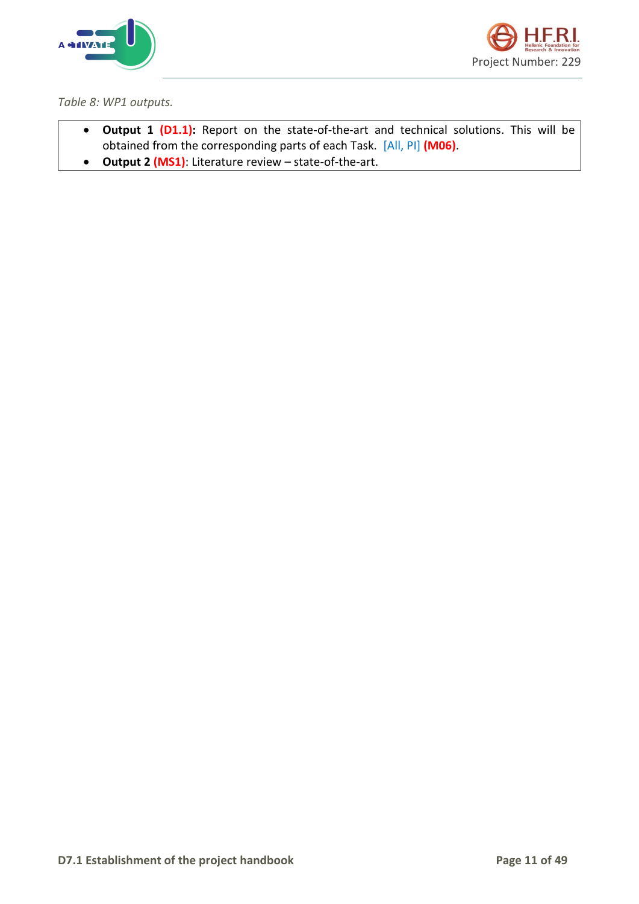*Table 8: WP1 outputs.*

- **Output 1 (D1.1):** Report on the state-of-the-art and technical solutions. This will be obtained from the corresponding parts of each Task. [All, PI] **(M06)**.
- **Output 2 (MS1)**: Literature review – state-of-the-art.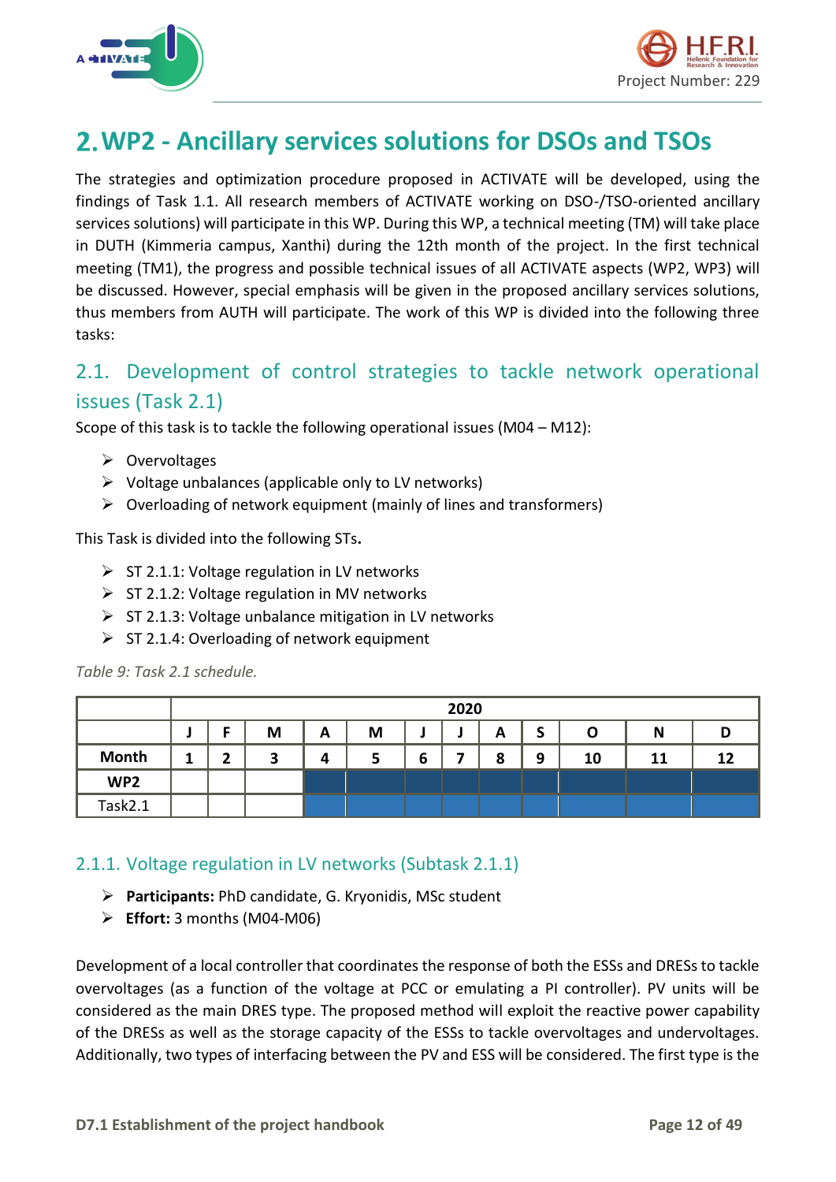# 2. WP2 - Ancillary services solutions for DSOs and TSOs

The strategies and optimization procedure proposed in ACTIVATE will be developed, using the findings of Task 1.1. All research members of ACTIVATE working on DSO-/TSO-oriented ancillary services solutions) will participate in this WP. During this WP, a technical meeting (TM) will take place in DUTH (Kimmeria campus, Xanthi) during the 12th month of the project. In the first technical meeting (TM1), the progress and possible technical issues of all ACTIVATE aspects (WP2, WP3) will be discussed. However, special emphasis will be given in the proposed ancillary services solutions, thus members from AUTH will participate. The work of this WP is divided into the following three tasks:

## 2.1. Development of control strategies to tackle network operational issues (Task 2.1)

Scope of this task is to tackle the following operational issues (M04 – M12):

- Overvoltages
- Voltage unbalances (applicable only to LV networks)
- Overloading of network equipment (mainly of lines and transformers)

This Task is divided into the following STs**.**

- ST 2.1.1: Voltage regulation in LV networks
- ST 2.1.2: Voltage regulation in MV networks
- ST 2.1.3: Voltage unbalance mitigation in LV networks
- ST 2.1.4: Overloading of network equipment

*Table 9: Task 2.1 schedule.*

| | 2020 | | | | | | | | | | | |
|---|---|---|---|---|---|---|---|---|---|---|---|---|
| | J | F | M | A | M | J | J | A | S | O | N | D |
| **Month** | **1** | **2** | **3** | **4** | **5** | **6** | **7** | **8** | **9** | **10** | **11** | **12** |
| **WP2** | | | | ■ | ■ | ■ | ■ | ■ | ■ | ■ | ■ | ■ |
| Task2.1 | | | | ■ | ■ | ■ | ■ | ■ | ■ | ■ | ■ | ■ |

### 2.1.1. Voltage regulation in LV networks (Subtask 2.1.1)

- **Participants:** PhD candidate, G. Kryonidis, MSc student
- **Effort:** 3 months (M04-M06)

Development of a local controller that coordinates the response of both the ESSs and DRESs to tackle overvoltages (as a function of the voltage at PCC or emulating a PI controller). PV units will be considered as the main DRES type. The proposed method will exploit the reactive power capability of the DRESs as well as the storage capacity of the ESSs to tackle overvoltages and undervoltages. Additionally, two types of interfacing between the PV and ESS will be considered. The first type is the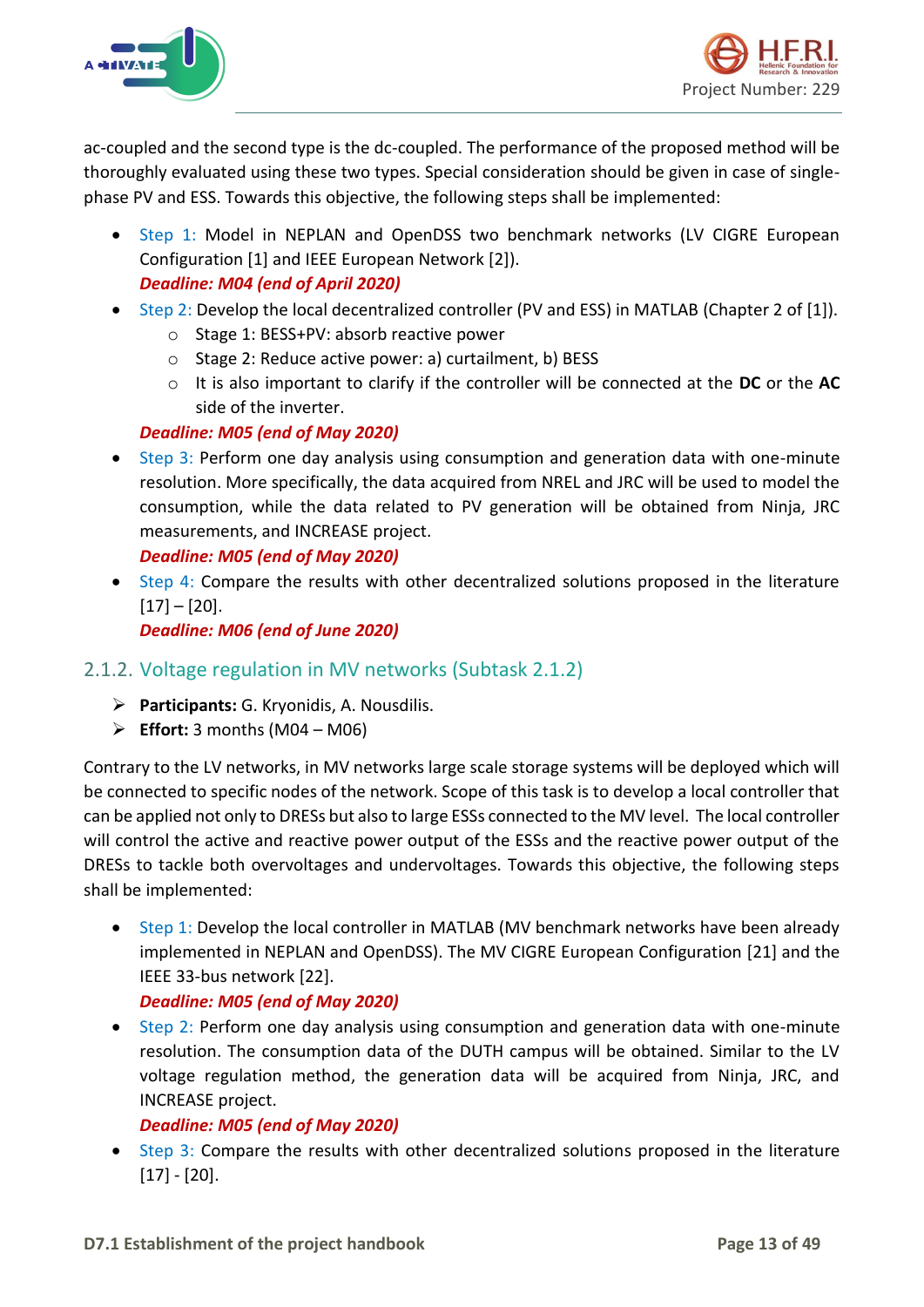ac-coupled and the second type is the dc-coupled. The performance of the proposed method will be thoroughly evaluated using these two types. Special consideration should be given in case of single-phase PV and ESS. Towards this objective, the following steps shall be implemented:

- Step 1: Model in NEPLAN and OpenDSS two benchmark networks (LV CIGRE European Configuration [1] and IEEE European Network [2]).
  ***Deadline: M04 (end of April 2020)***
- Step 2: Develop the local decentralized controller (PV and ESS) in MATLAB (Chapter 2 of [1]).
  - Stage 1: BESS+PV: absorb reactive power
  - Stage 2: Reduce active power: a) curtailment, b) BESS
  - It is also important to clarify if the controller will be connected at the **DC** or the **AC** side of the inverter.

  ***Deadline: M05 (end of May 2020)***
- Step 3: Perform one day analysis using consumption and generation data with one-minute resolution. More specifically, the data acquired from NREL and JRC will be used to model the consumption, while the data related to PV generation will be obtained from Ninja, JRC measurements, and INCREASE project.
  ***Deadline: M05 (end of May 2020)***
- Step 4: Compare the results with other decentralized solutions proposed in the literature [17] – [20].
  ***Deadline: M06 (end of June 2020)***

### 2.1.2. Voltage regulation in MV networks (Subtask 2.1.2)

- **Participants:** G. Kryonidis, A. Nousdilis.
- **Effort:** 3 months (M04 – M06)

Contrary to the LV networks, in MV networks large scale storage systems will be deployed which will be connected to specific nodes of the network. Scope of this task is to develop a local controller that can be applied not only to DRESs but also to large ESSs connected to the MV level. The local controller will control the active and reactive power output of the ESSs and the reactive power output of the DRESs to tackle both overvoltages and undervoltages. Towards this objective, the following steps shall be implemented:

- Step 1: Develop the local controller in MATLAB (MV benchmark networks have been already implemented in NEPLAN and OpenDSS). The MV CIGRE European Configuration [21] and the IEEE 33-bus network [22].
  ***Deadline: M05 (end of May 2020)***
- Step 2: Perform one day analysis using consumption and generation data with one-minute resolution. The consumption data of the DUTH campus will be obtained. Similar to the LV voltage regulation method, the generation data will be acquired from Ninja, JRC, and INCREASE project.
  ***Deadline: M05 (end of May 2020)***
- Step 3: Compare the results with other decentralized solutions proposed in the literature [17] - [20].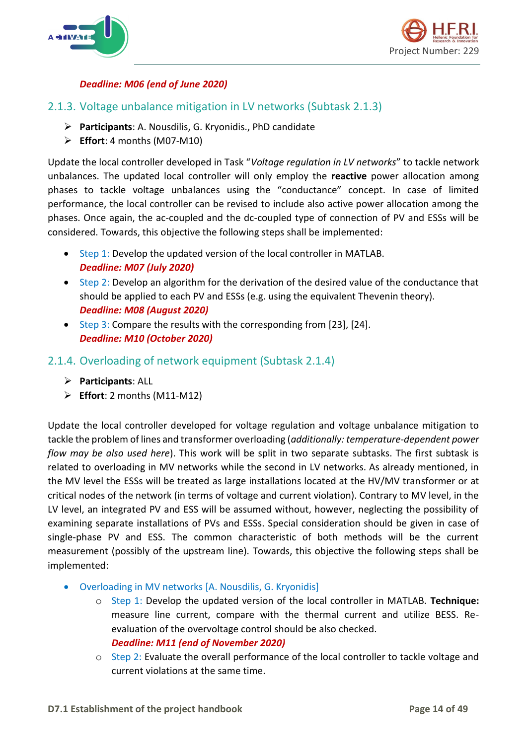***Deadline: M06 (end of June 2020)***

### 2.1.3. Voltage unbalance mitigation in LV networks (Subtask 2.1.3)

- **Participants**: A. Nousdilis, G. Kryonidis., PhD candidate
- **Effort**: 4 months (M07-M10)

Update the local controller developed in Task "*Voltage regulation in LV networks*" to tackle network unbalances. The updated local controller will only employ the **reactive** power allocation among phases to tackle voltage unbalances using the "conductance" concept. In case of limited performance, the local controller can be revised to include also active power allocation among the phases. Once again, the ac-coupled and the dc-coupled type of connection of PV and ESSs will be considered. Towards, this objective the following steps shall be implemented:

- Step 1: Develop the updated version of the local controller in MATLAB.
  ***Deadline: M07 (July 2020)***
- Step 2: Develop an algorithm for the derivation of the desired value of the conductance that should be applied to each PV and ESSs (e.g. using the equivalent Thevenin theory).
  ***Deadline: M08 (August 2020)***
- Step 3: Compare the results with the corresponding from [23], [24].
  ***Deadline: M10 (October 2020)***

### 2.1.4. Overloading of network equipment (Subtask 2.1.4)

- **Participants**: ALL
- **Effort**: 2 months (M11-M12)

Update the local controller developed for voltage regulation and voltage unbalance mitigation to tackle the problem of lines and transformer overloading (*additionally: temperature-dependent power flow may be also used here*). This work will be split in two separate subtasks. The first subtask is related to overloading in MV networks while the second in LV networks. As already mentioned, in the MV level the ESSs will be treated as large installations located at the HV/MV transformer or at critical nodes of the network (in terms of voltage and current violation). Contrary to MV level, in the LV level, an integrated PV and ESS will be assumed without, however, neglecting the possibility of examining separate installations of PVs and ESSs. Special consideration should be given in case of single-phase PV and ESS. The common characteristic of both methods will be the current measurement (possibly of the upstream line). Towards, this objective the following steps shall be implemented:

- Overloading in MV networks [A. Nousdilis, G. Kryonidis]
  - Step 1: Develop the updated version of the local controller in MATLAB. **Technique:** measure line current, compare with the thermal current and utilize BESS. Re-evaluation of the overvoltage control should be also checked.
    ***Deadline: M11 (end of November 2020)***
  - Step 2: Evaluate the overall performance of the local controller to tackle voltage and current violations at the same time.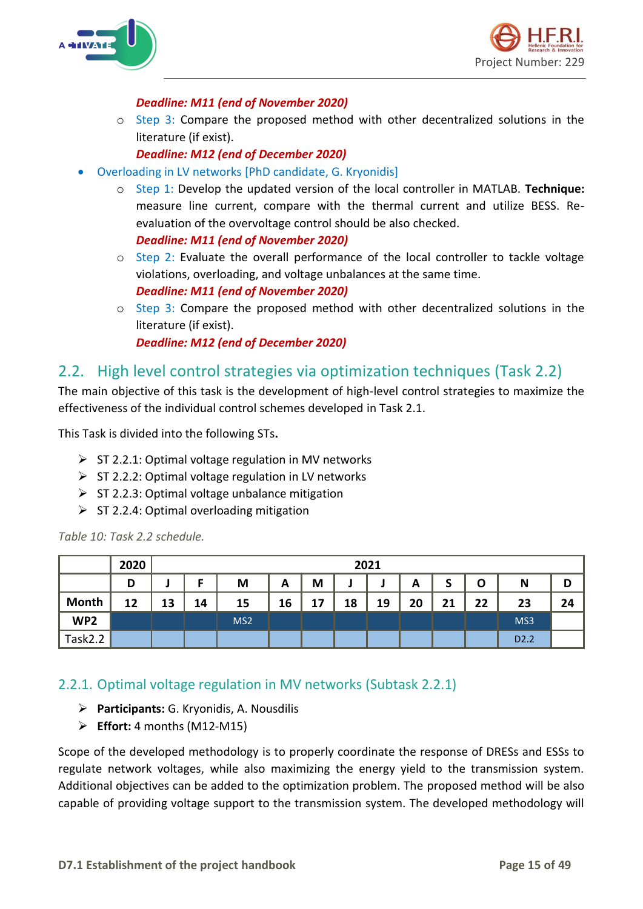*Deadline: M11 (end of November 2020)*

  - Step 3: Compare the proposed method with other decentralized solutions in the literature (if exist).
    *Deadline: M12 (end of December 2020)*

- Overloading in LV networks [PhD candidate, G. Kryonidis]
  - Step 1: Develop the updated version of the local controller in MATLAB. **Technique:** measure line current, compare with the thermal current and utilize BESS. Re-evaluation of the overvoltage control should be also checked.
    *Deadline: M11 (end of November 2020)*
  - Step 2: Evaluate the overall performance of the local controller to tackle voltage violations, overloading, and voltage unbalances at the same time.
    *Deadline: M11 (end of November 2020)*
  - Step 3: Compare the proposed method with other decentralized solutions in the literature (if exist).
    *Deadline: M12 (end of December 2020)*

## 2.2. High level control strategies via optimization techniques (Task 2.2)

The main objective of this task is the development of high-level control strategies to maximize the effectiveness of the individual control schemes developed in Task 2.1.

This Task is divided into the following STs**.**

- ST 2.2.1: Optimal voltage regulation in MV networks
- ST 2.2.2: Optimal voltage regulation in LV networks
- ST 2.2.3: Optimal voltage unbalance mitigation
- ST 2.2.4: Optimal overloading mitigation

*Table 10: Task 2.2 schedule.*

| | 2020 | 2021 | | | | | | | | | | | |
|---|---|---|---|---|---|---|---|---|---|---|---|---|---|
| | D | J | F | M | A | M | J | J | A | S | O | N | D |
| Month | 12 | 13 | 14 | 15 | 16 | 17 | 18 | 19 | 20 | 21 | 22 | 23 | 24 |
| WP2 | | | | MS2 | | | | | | | | MS3 | |
| Task2.2 | | | | | | | | | | | | D2.2 | |

### 2.2.1. Optimal voltage regulation in MV networks (Subtask 2.2.1)

- **Participants:** G. Kryonidis, A. Nousdilis
- **Effort:** 4 months (M12-M15)

Scope of the developed methodology is to properly coordinate the response of DRESs and ESSs to regulate network voltages, while also maximizing the energy yield to the transmission system. Additional objectives can be added to the optimization problem. The proposed method will be also capable of providing voltage support to the transmission system. The developed methodology will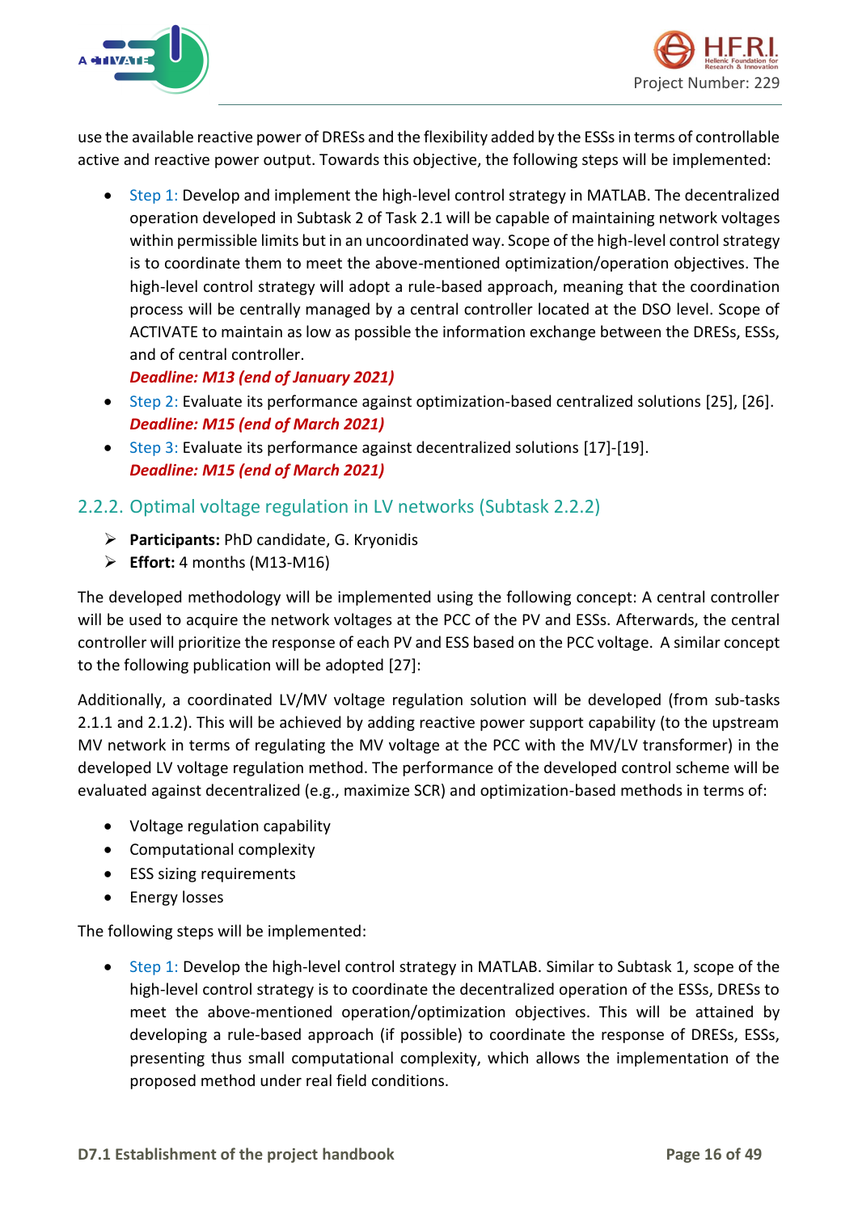use the available reactive power of DRESs and the flexibility added by the ESSs in terms of controllable active and reactive power output. Towards this objective, the following steps will be implemented:

- Step 1: Develop and implement the high-level control strategy in MATLAB. The decentralized operation developed in Subtask 2 of Task 2.1 will be capable of maintaining network voltages within permissible limits but in an uncoordinated way. Scope of the high-level control strategy is to coordinate them to meet the above-mentioned optimization/operation objectives. The high-level control strategy will adopt a rule-based approach, meaning that the coordination process will be centrally managed by a central controller located at the DSO level. Scope of ACTIVATE to maintain as low as possible the information exchange between the DRESs, ESSs, and of central controller.
  ***Deadline: M13 (end of January 2021)***
- Step 2: Evaluate its performance against optimization-based centralized solutions [25], [26].
  ***Deadline: M15 (end of March 2021)***
- Step 3: Evaluate its performance against decentralized solutions [17]-[19].
  ***Deadline: M15 (end of March 2021)***

### 2.2.2. Optimal voltage regulation in LV networks (Subtask 2.2.2)

- **Participants:** PhD candidate, G. Kryonidis
- **Effort:** 4 months (M13-M16)

The developed methodology will be implemented using the following concept: A central controller will be used to acquire the network voltages at the PCC of the PV and ESSs. Afterwards, the central controller will prioritize the response of each PV and ESS based on the PCC voltage. A similar concept to the following publication will be adopted [27]:

Additionally, a coordinated LV/MV voltage regulation solution will be developed (from sub-tasks 2.1.1 and 2.1.2). This will be achieved by adding reactive power support capability (to the upstream MV network in terms of regulating the MV voltage at the PCC with the MV/LV transformer) in the developed LV voltage regulation method. The performance of the developed control scheme will be evaluated against decentralized (e.g., maximize SCR) and optimization-based methods in terms of:

- Voltage regulation capability
- Computational complexity
- ESS sizing requirements
- Energy losses

The following steps will be implemented:

- Step 1: Develop the high-level control strategy in MATLAB. Similar to Subtask 1, scope of the high-level control strategy is to coordinate the decentralized operation of the ESSs, DRESs to meet the above-mentioned operation/optimization objectives. This will be attained by developing a rule-based approach (if possible) to coordinate the response of DRESs, ESSs, presenting thus small computational complexity, which allows the implementation of the proposed method under real field conditions.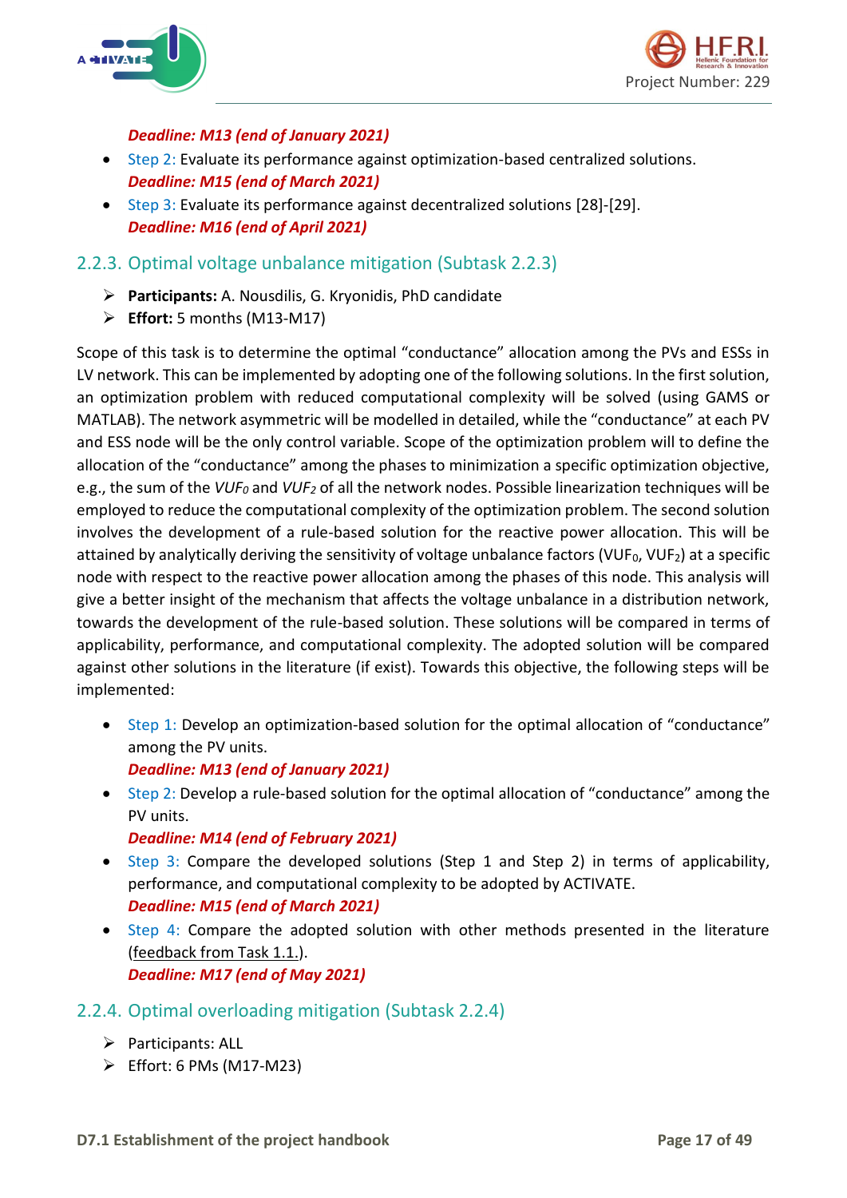***Deadline: M13 (end of January 2021)***

- Step 2: Evaluate its performance against optimization-based centralized solutions.
  ***Deadline: M15 (end of March 2021)***
- Step 3: Evaluate its performance against decentralized solutions [28]-[29].
  ***Deadline: M16 (end of April 2021)***

### 2.2.3. Optimal voltage unbalance mitigation (Subtask 2.2.3)

- **Participants:** A. Nousdilis, G. Kryonidis, PhD candidate
- **Effort:** 5 months (M13-M17)

Scope of this task is to determine the optimal "conductance" allocation among the PVs and ESSs in LV network. This can be implemented by adopting one of the following solutions. In the first solution, an optimization problem with reduced computational complexity will be solved (using GAMS or MATLAB). The network asymmetric will be modelled in detailed, while the "conductance" at each PV and ESS node will be the only control variable. Scope of the optimization problem will to define the allocation of the "conductance" among the phases to minimization a specific optimization objective, e.g., the sum of the $VUF_0$ and $VUF_2$ of all the network nodes. Possible linearization techniques will be employed to reduce the computational complexity of the optimization problem. The second solution involves the development of a rule-based solution for the reactive power allocation. This will be attained by analytically deriving the sensitivity of voltage unbalance factors ($VUF_0$, $VUF_2$) at a specific node with respect to the reactive power allocation among the phases of this node. This analysis will give a better insight of the mechanism that affects the voltage unbalance in a distribution network, towards the development of the rule-based solution. These solutions will be compared in terms of applicability, performance, and computational complexity. The adopted solution will be compared against other solutions in the literature (if exist). Towards this objective, the following steps will be implemented:

- Step 1: Develop an optimization-based solution for the optimal allocation of "conductance" among the PV units.
  ***Deadline: M13 (end of January 2021)***
- Step 2: Develop a rule-based solution for the optimal allocation of "conductance" among the PV units.
  ***Deadline: M14 (end of February 2021)***
- Step 3: Compare the developed solutions (Step 1 and Step 2) in terms of applicability, performance, and computational complexity to be adopted by ACTIVATE.
  ***Deadline: M15 (end of March 2021)***
- Step 4: Compare the adopted solution with other methods presented in the literature (feedback from Task 1.1.).
  ***Deadline: M17 (end of May 2021)***

### 2.2.4. Optimal overloading mitigation (Subtask 2.2.4)

- Participants: ALL
- Effort: 6 PMs (M17-M23)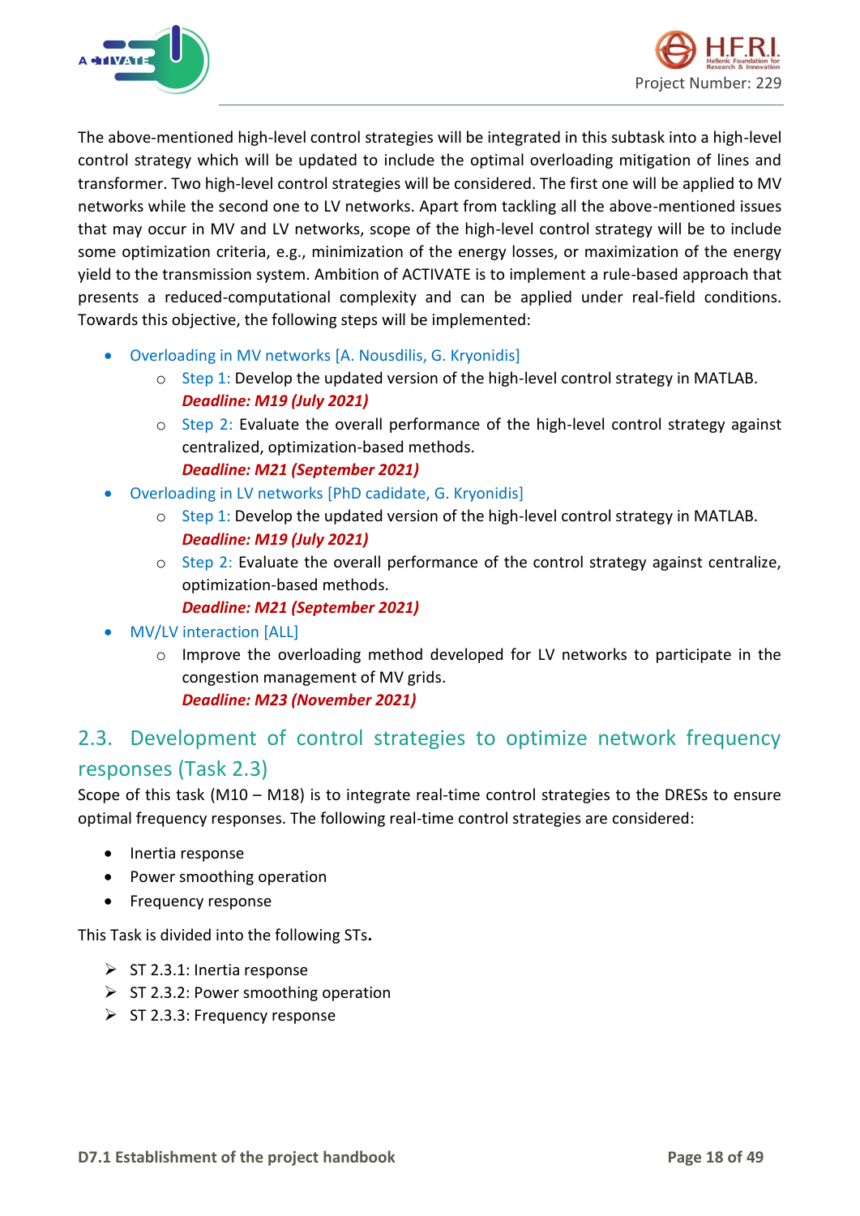The above-mentioned high-level control strategies will be integrated in this subtask into a high-level control strategy which will be updated to include the optimal overloading mitigation of lines and transformer. Two high-level control strategies will be considered. The first one will be applied to MV networks while the second one to LV networks. Apart from tackling all the above-mentioned issues that may occur in MV and LV networks, scope of the high-level control strategy will be to include some optimization criteria, e.g., minimization of the energy losses, or maximization of the energy yield to the transmission system. Ambition of ACTIVATE is to implement a rule-based approach that presents a reduced-computational complexity and can be applied under real-field conditions. Towards this objective, the following steps will be implemented:

- Overloading in MV networks [A. Nousdilis, G. Kryonidis]
  - Step 1: Develop the updated version of the high-level control strategy in MATLAB.
    ***Deadline: M19 (July 2021)***
  - Step 2: Evaluate the overall performance of the high-level control strategy against centralized, optimization-based methods.
    ***Deadline: M21 (September 2021)***
- Overloading in LV networks [PhD cadidate, G. Kryonidis]
  - Step 1: Develop the updated version of the high-level control strategy in MATLAB.
    ***Deadline: M19 (July 2021)***
  - Step 2: Evaluate the overall performance of the control strategy against centralize, optimization-based methods.
    ***Deadline: M21 (September 2021)***
- MV/LV interaction [ALL]
  - Improve the overloading method developed for LV networks to participate in the congestion management of MV grids.
    ***Deadline: M23 (November 2021)***

## 2.3. Development of control strategies to optimize network frequency responses (Task 2.3)

Scope of this task (M10 – M18) is to integrate real-time control strategies to the DRESs to ensure optimal frequency responses. The following real-time control strategies are considered:

- Inertia response
- Power smoothing operation
- Frequency response

This Task is divided into the following STs.

- ST 2.3.1: Inertia response
- ST 2.3.2: Power smoothing operation
- ST 2.3.3: Frequency response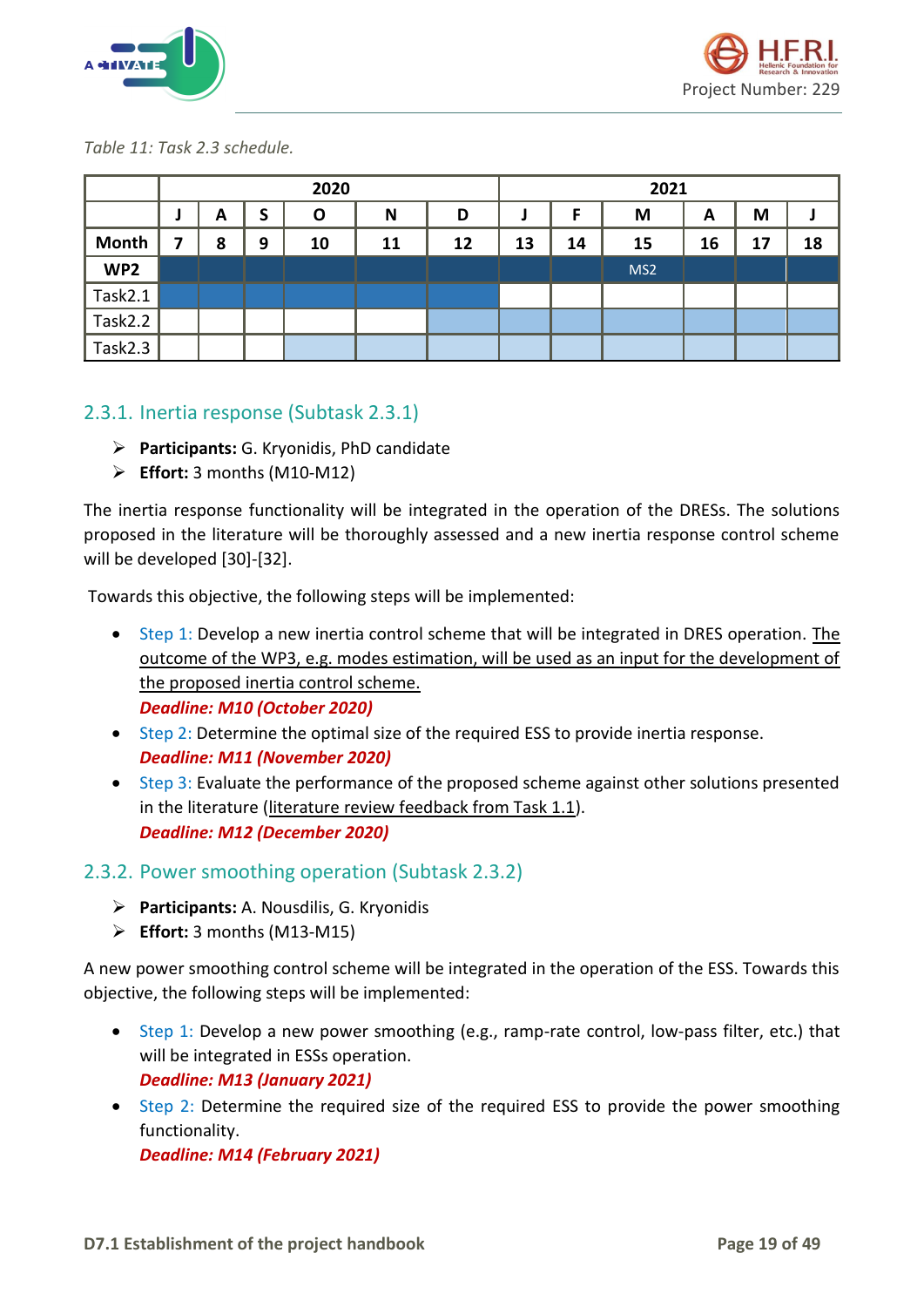*Table 11: Task 2.3 schedule.*

| | 2020 | | | | | | 2021 | | | | | |
|---|---|---|---|---|---|---|---|---|---|---|---|---|
| | J | A | S | O | N | D | J | F | M | A | M | J |
| **Month** | 7 | 8 | 9 | 10 | 11 | 12 | 13 | 14 | 15 | 16 | 17 | 18 |
| **WP2** | | | | | | | | | MS2 | | | |
| Task2.1 | | | | | | | | | | | | |
| Task2.2 | | | | | | | | | | | | |
| Task2.3 | | | | | | | | | | | | |

### 2.3.1. Inertia response (Subtask 2.3.1)

- **Participants:** G. Kryonidis, PhD candidate
- **Effort:** 3 months (M10-M12)

The inertia response functionality will be integrated in the operation of the DRESs. The solutions proposed in the literature will be thoroughly assessed and a new inertia response control scheme will be developed [30]-[32].

Towards this objective, the following steps will be implemented:

- Step 1: Develop a new inertia control scheme that will be integrated in DRES operation. The outcome of the WP3, e.g. modes estimation, will be used as an input for the development of the proposed inertia control scheme.
  ***Deadline: M10 (October 2020)***
- Step 2: Determine the optimal size of the required ESS to provide inertia response.
  ***Deadline: M11 (November 2020)***
- Step 3: Evaluate the performance of the proposed scheme against other solutions presented in the literature (literature review feedback from Task 1.1).
  ***Deadline: M12 (December 2020)***

### 2.3.2. Power smoothing operation (Subtask 2.3.2)

- **Participants:** A. Nousdilis, G. Kryonidis
- **Effort:** 3 months (M13-M15)

A new power smoothing control scheme will be integrated in the operation of the ESS. Towards this objective, the following steps will be implemented:

- Step 1: Develop a new power smoothing (e.g., ramp-rate control, low-pass filter, etc.) that will be integrated in ESSs operation.
  ***Deadline: M13 (January 2021)***
- Step 2: Determine the required size of the required ESS to provide the power smoothing functionality.
  ***Deadline: M14 (February 2021)***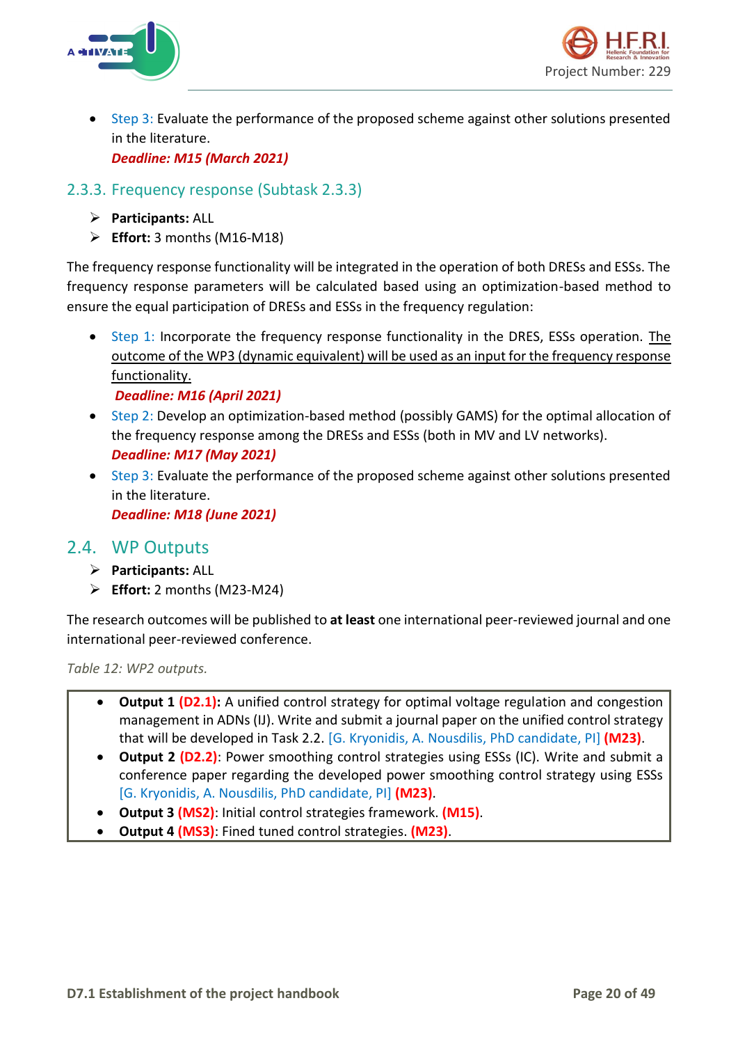- Step 3: Evaluate the performance of the proposed scheme against other solutions presented in the literature.
  ***Deadline: M15 (March 2021)***

### 2.3.3. Frequency response (Subtask 2.3.3)

- **Participants:** ALL
- **Effort:** 3 months (M16-M18)

The frequency response functionality will be integrated in the operation of both DRESs and ESSs. The frequency response parameters will be calculated based using an optimization-based method to ensure the equal participation of DRESs and ESSs in the frequency regulation:

- Step 1: Incorporate the frequency response functionality in the DRES, ESSs operation. <u>The outcome of the WP3 (dynamic equivalent) will be used as an input for the frequency response functionality.</u>
  ***Deadline: M16 (April 2021)***
- Step 2: Develop an optimization-based method (possibly GAMS) for the optimal allocation of the frequency response among the DRESs and ESSs (both in MV and LV networks).
  ***Deadline: M17 (May 2021)***
- Step 3: Evaluate the performance of the proposed scheme against other solutions presented in the literature.
  ***Deadline: M18 (June 2021)***

## 2.4. WP Outputs

- **Participants:** ALL
- **Effort:** 2 months (M23-M24)

The research outcomes will be published to **at least** one international peer-reviewed journal and one international peer-reviewed conference.

*Table 12: WP2 outputs.*

- **Output 1 (D2.1):** A unified control strategy for optimal voltage regulation and congestion management in ADNs (IJ). Write and submit a journal paper on the unified control strategy that will be developed in Task 2.2. [G. Kryonidis, A. Nousdilis, PhD candidate, PI] **(M23)**.
- **Output 2 (D2.2)**: Power smoothing control strategies using ESSs (IC). Write and submit a conference paper regarding the developed power smoothing control strategy using ESSs [G. Kryonidis, A. Nousdilis, PhD candidate, PI] **(M23)**.
- **Output 3 (MS2)**: Initial control strategies framework. **(M15)**.
- **Output 4 (MS3)**: Fined tuned control strategies. **(M23)**.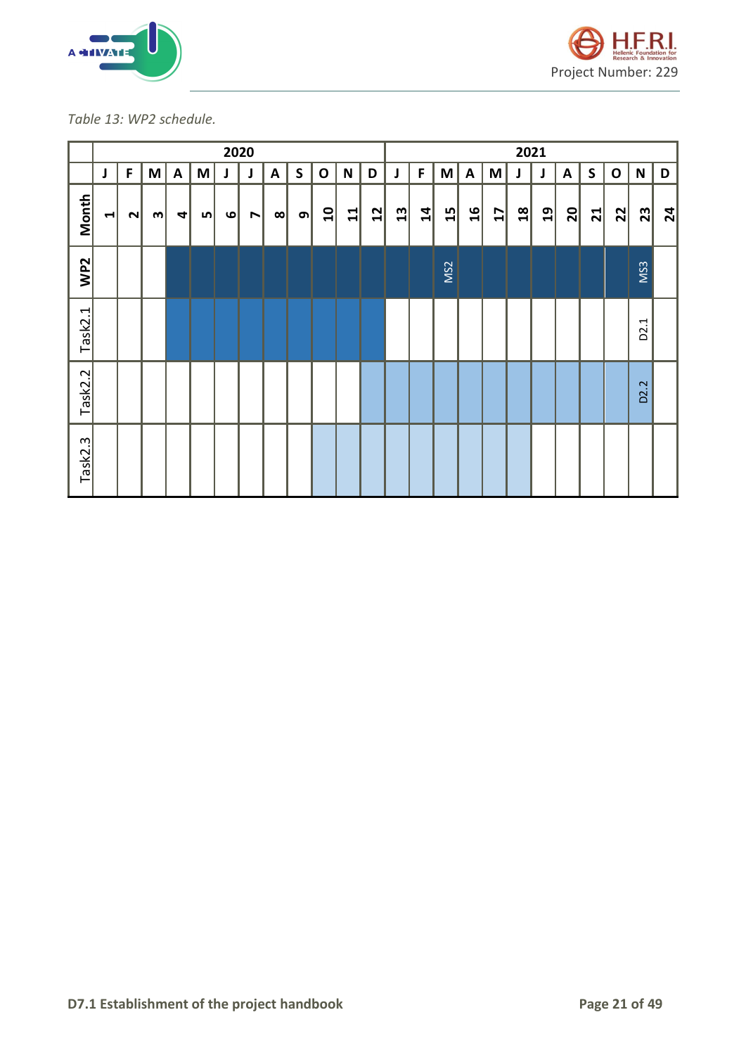*Table 13: WP2 schedule.*

| | 2020 | | | | | | | | | | | | 2021 | | | | | | | | | | | |
|---|---|---|---|---|---|---|---|---|---|---|---|---|---|---|---|---|---|---|---|---|---|---|---|---|
| | J | F | M | A | M | J | J | A | S | O | N | D | J | F | M | A | M | J | J | A | S | O | N | D |
| **Month** | 1 | 2 | 3 | 4 | 5 | 6 | 7 | 8 | 9 | 10 | 11 | 12 | 13 | 14 | 15 | 16 | 17 | 18 | 19 | 20 | 21 | 22 | 23 | 24 |
| **WP2** | | | | ■ | ■ | ■ | ■ | ■ | ■ | ■ | ■ | ■ | ■ | ■ | MS2 | ■ | ■ | ■ | ■ | ■ | ■ | ■ | MS3 | |
| Task2.1 | | | | ■ | ■ | ■ | ■ | ■ | ■ | ■ | ■ | ■ | | | | | | | | | | | D2.1 | |
| Task2.2 | | | | | | | | | | | | ■ | ■ | ■ | ■ | ■ | ■ | ■ | ■ | ■ | ■ | ■ | D2.2 | |
| Task2.3 | | | | | | | | | | ■ | ■ | ■ | ■ | ■ | ■ | ■ | ■ | ■ | | | | | | |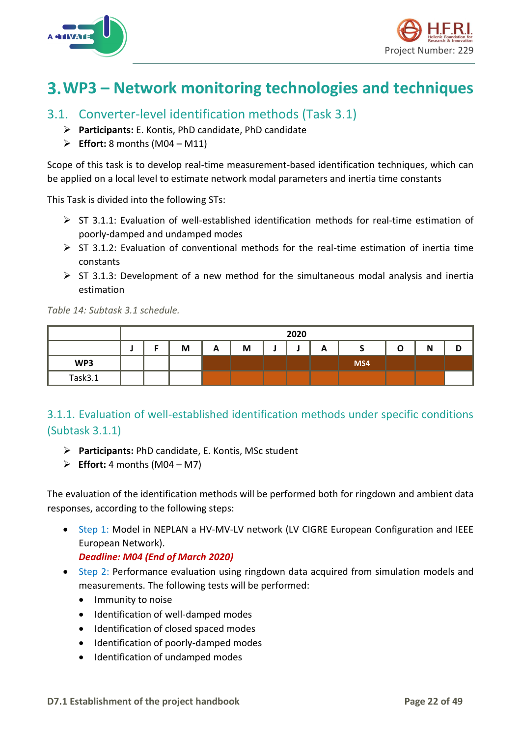# 3. WP3 – Network monitoring technologies and techniques

## 3.1. Converter-level identification methods (Task 3.1)

- **Participants:** E. Kontis, PhD candidate, PhD candidate
- **Effort:** 8 months (M04 – M11)

Scope of this task is to develop real-time measurement-based identification techniques, which can be applied on a local level to estimate network modal parameters and inertia time constants

This Task is divided into the following STs:

- ST 3.1.1: Evaluation of well-established identification methods for real-time estimation of poorly-damped and undamped modes
- ST 3.1.2: Evaluation of conventional methods for the real-time estimation of inertia time constants
- ST 3.1.3: Development of a new method for the simultaneous modal analysis and inertia estimation

*Table 14: Subtask 3.1 schedule.*

| | 2020 | | | | | | | | | | | |
|---|---|---|---|---|---|---|---|---|---|---|---|---|
| | J | F | M | A | M | J | J | A | S | O | N | D |
| WP3 | | | | | | | | | MS4 | | | |
| Task3.1 | | | | | | | | | | | | |

### 3.1.1. Evaluation of well-established identification methods under specific conditions (Subtask 3.1.1)

- **Participants:** PhD candidate, E. Kontis, MSc student
- **Effort:** 4 months (M04 – M7)

The evaluation of the identification methods will be performed both for ringdown and ambient data responses, according to the following steps:

- Step 1: Model in NEPLAN a HV-MV-LV network (LV CIGRE European Configuration and IEEE European Network).
  ***Deadline: M04 (End of March 2020)***
- Step 2: Performance evaluation using ringdown data acquired from simulation models and measurements. The following tests will be performed:
  - Immunity to noise
  - Identification of well-damped modes
  - Identification of closed spaced modes
  - Identification of poorly-damped modes
  - Identification of undamped modes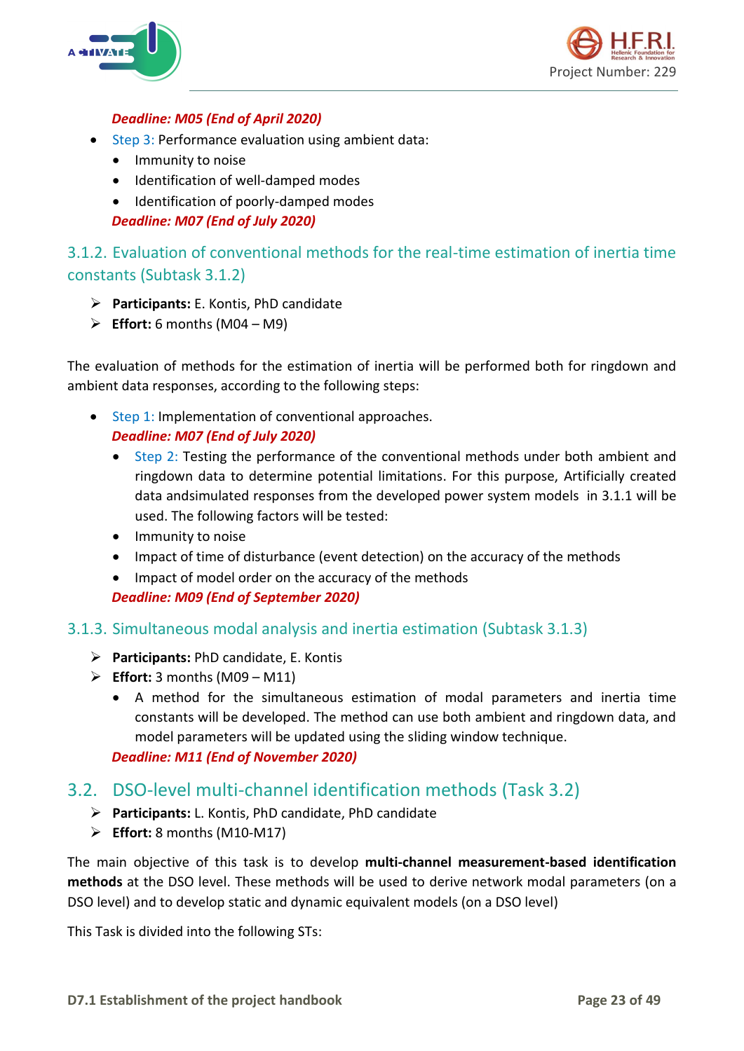*Deadline: M05 (End of April 2020)*

- Step 3: Performance evaluation using ambient data:
  - Immunity to noise
  - Identification of well-damped modes
  - Identification of poorly-damped modes

  *Deadline: M07 (End of July 2020)*

### 3.1.2. Evaluation of conventional methods for the real-time estimation of inertia time constants (Subtask 3.1.2)

- **Participants:** E. Kontis, PhD candidate
- **Effort:** 6 months (M04 – M9)

The evaluation of methods for the estimation of inertia will be performed both for ringdown and ambient data responses, according to the following steps:

- Step 1: Implementation of conventional approaches.

  *Deadline: M07 (End of July 2020)*
  - Step 2: Testing the performance of the conventional methods under both ambient and ringdown data to determine potential limitations. For this purpose, Artificially created data andsimulated responses from the developed power system models in 3.1.1 will be used. The following factors will be tested:
  - Immunity to noise
  - Impact of time of disturbance (event detection) on the accuracy of the methods
  - Impact of model order on the accuracy of the methods

  *Deadline: M09 (End of September 2020)*

### 3.1.3. Simultaneous modal analysis and inertia estimation (Subtask 3.1.3)

- **Participants:** PhD candidate, E. Kontis
- **Effort:** 3 months (M09 – M11)
  - A method for the simultaneous estimation of modal parameters and inertia time constants will be developed. The method can use both ambient and ringdown data, and model parameters will be updated using the sliding window technique.

  *Deadline: M11 (End of November 2020)*

## 3.2. DSO-level multi-channel identification methods (Task 3.2)

- **Participants:** L. Kontis, PhD candidate, PhD candidate
- **Effort:** 8 months (M10-M17)

The main objective of this task is to develop **multi-channel measurement-based identification methods** at the DSO level. These methods will be used to derive network modal parameters (on a DSO level) and to develop static and dynamic equivalent models (on a DSO level)

This Task is divided into the following STs: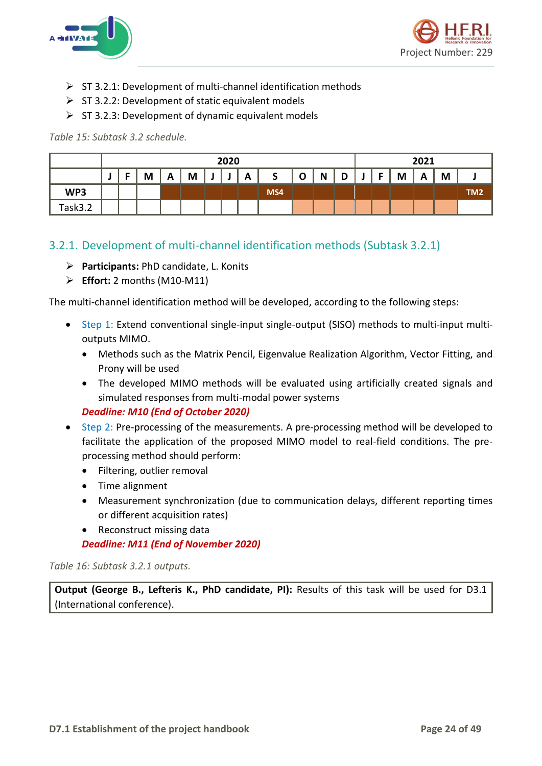- ST 3.2.1: Development of multi-channel identification methods
- ST 3.2.2: Development of static equivalent models
- ST 3.2.3: Development of dynamic equivalent models

*Table 15: Subtask 3.2 schedule.*

| | 2020 | | | | | | | | | | | | 2021 | | | | | |
|---|---|---|---|---|---|---|---|---|---|---|---|---|---|---|---|---|---|---|
| | J | F | M | A | M | J | J | A | S | O | N | D | J | F | M | A | M | J |
| **WP3** | | | | | | | | | MS4 | | | | | | | | | TM2 |
| Task3.2 | | | | | | | | | | | | | | | | | | |

## 3.2.1. Development of multi-channel identification methods (Subtask 3.2.1)

- **Participants:** PhD candidate, L. Konits
- **Effort:** 2 months (M10-M11)

The multi-channel identification method will be developed, according to the following steps:

- Step 1: Extend conventional single-input single-output (SISO) methods to multi-input multi-outputs MIMO.
  - Methods such as the Matrix Pencil, Eigenvalue Realization Algorithm, Vector Fitting, and Prony will be used
  - The developed MIMO methods will be evaluated using artificially created signals and simulated responses from multi-modal power systems

  ***Deadline: M10 (End of October 2020)***
- Step 2: Pre-processing of the measurements. A pre-processing method will be developed to facilitate the application of the proposed MIMO model to real-field conditions. The pre-processing method should perform:
  - Filtering, outlier removal
  - Time alignment
  - Measurement synchronization (due to communication delays, different reporting times or different acquisition rates)
  - Reconstruct missing data

  ***Deadline: M11 (End of November 2020)***

*Table 16: Subtask 3.2.1 outputs.*

| **Output (George B., Lefteris K., PhD candidate, PI):** Results of this task will be used for D3.1 (International conference). |
|---|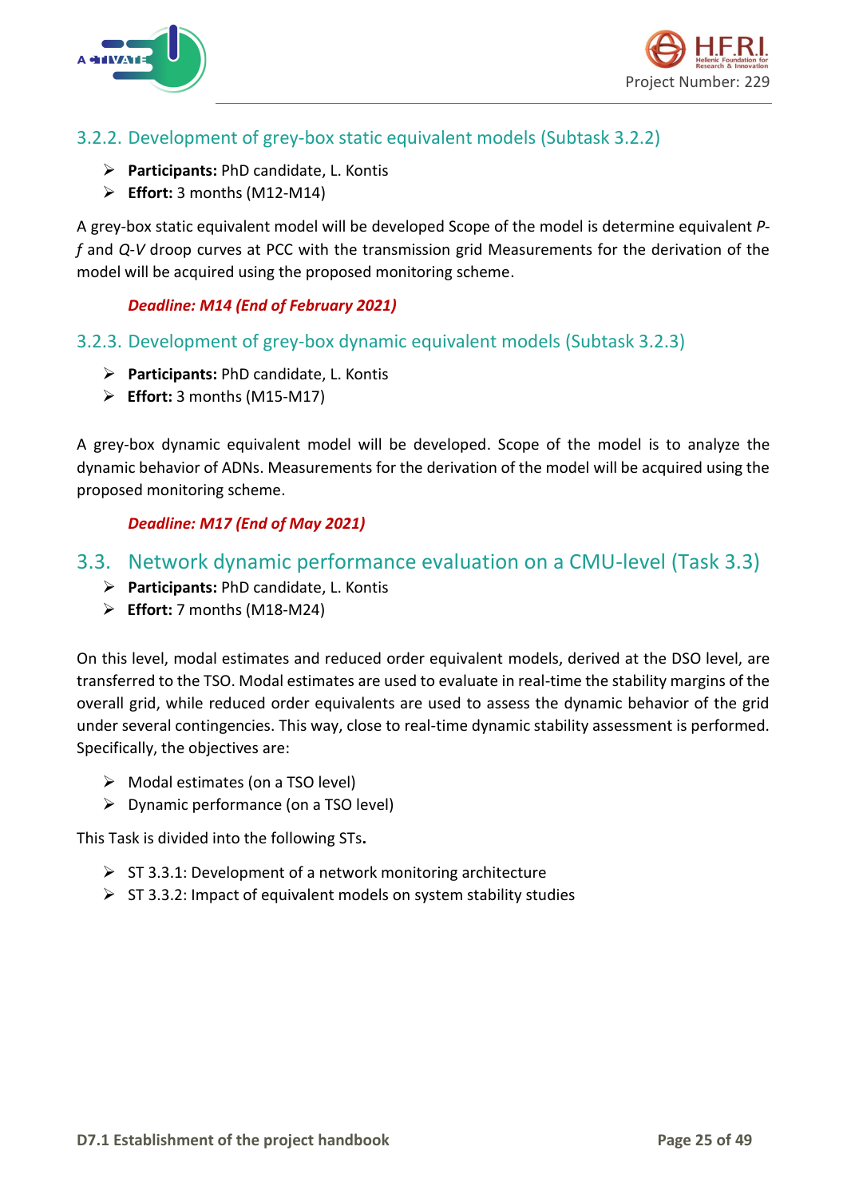### 3.2.2. Development of grey-box static equivalent models (Subtask 3.2.2)

- **Participants:** PhD candidate, L. Kontis
- **Effort:** 3 months (M12-M14)

A grey-box static equivalent model will be developed Scope of the model is determine equivalent *P-f* and *Q-V* droop curves at PCC with the transmission grid Measurements for the derivation of the model will be acquired using the proposed monitoring scheme.

***Deadline: M14 (End of February 2021)***

### 3.2.3. Development of grey-box dynamic equivalent models (Subtask 3.2.3)

- **Participants:** PhD candidate, L. Kontis
- **Effort:** 3 months (M15-M17)

A grey-box dynamic equivalent model will be developed. Scope of the model is to analyze the dynamic behavior of ADNs. Measurements for the derivation of the model will be acquired using the proposed monitoring scheme.

***Deadline: M17 (End of May 2021)***

## 3.3. Network dynamic performance evaluation on a CMU-level (Task 3.3)

- **Participants:** PhD candidate, L. Kontis
- **Effort:** 7 months (M18-M24)

On this level, modal estimates and reduced order equivalent models, derived at the DSO level, are transferred to the TSO. Modal estimates are used to evaluate in real-time the stability margins of the overall grid, while reduced order equivalents are used to assess the dynamic behavior of the grid under several contingencies. This way, close to real-time dynamic stability assessment is performed. Specifically, the objectives are:

- Modal estimates (on a TSO level)
- Dynamic performance (on a TSO level)

This Task is divided into the following STs**.**

- ST 3.3.1: Development of a network monitoring architecture
- ST 3.3.2: Impact of equivalent models on system stability studies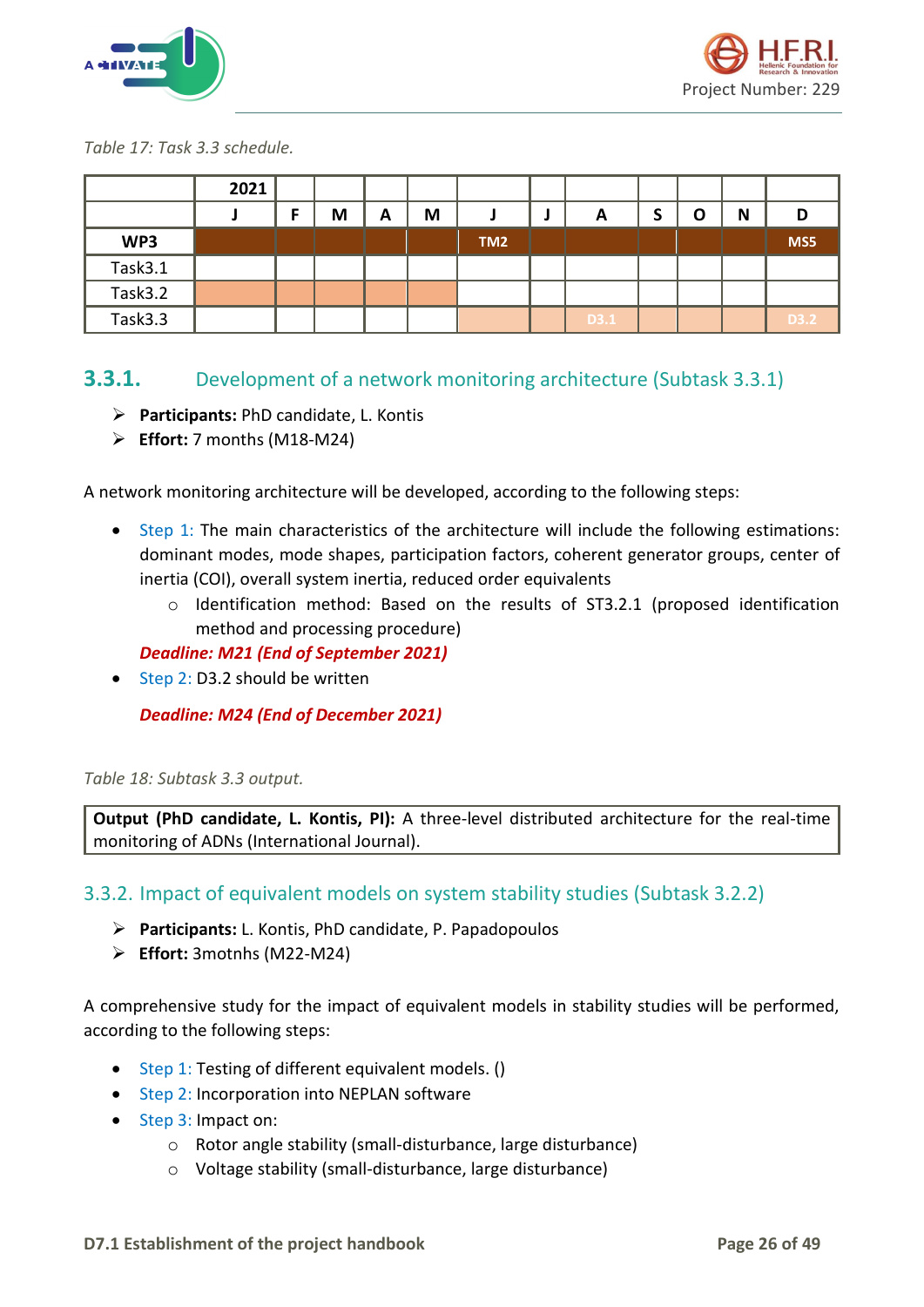*Table 17: Task 3.3 schedule.*

| | 2021 | | | | | | | | | | | |
|---|---|---|---|---|---|---|---|---|---|---|---|---|
| | J | F | M | A | M | J | J | A | S | O | N | D |
| **WP3** | | | | | | TM2 | | | | | | MS5 |
| Task3.1 | | | | | | | | | | | | |
| Task3.2 | | | | | | | | | | | | |
| Task3.3 | | | | | | | | D3.1 | | | | D3.2 |

## 3.3.1. Development of a network monitoring architecture (Subtask 3.3.1)

- **Participants:** PhD candidate, L. Kontis
- **Effort:** 7 months (M18-M24)

A network monitoring architecture will be developed, according to the following steps:

- Step 1: The main characteristics of the architecture will include the following estimations: dominant modes, mode shapes, participation factors, coherent generator groups, center of inertia (COI), overall system inertia, reduced order equivalents
    - Identification method: Based on the results of ST3.2.1 (proposed identification method and processing procedure)

  ***Deadline: M21 (End of September 2021)***
- Step 2: D3.2 should be written

  ***Deadline: M24 (End of December 2021)***

*Table 18: Subtask 3.3 output.*

| **Output (PhD candidate, L. Kontis, PI):** A three-level distributed architecture for the real-time monitoring of ADNs (International Journal). |
|---|

## 3.3.2. Impact of equivalent models on system stability studies (Subtask 3.2.2)

- **Participants:** L. Kontis, PhD candidate, P. Papadopoulos
- **Effort:** 3motnhs (M22-M24)

A comprehensive study for the impact of equivalent models in stability studies will be performed, according to the following steps:

- Step 1: Testing of different equivalent models. ()
- Step 2: Incorporation into NEPLAN software
- Step 3: Impact on:
    - Rotor angle stability (small-disturbance, large disturbance)
    - Voltage stability (small-disturbance, large disturbance)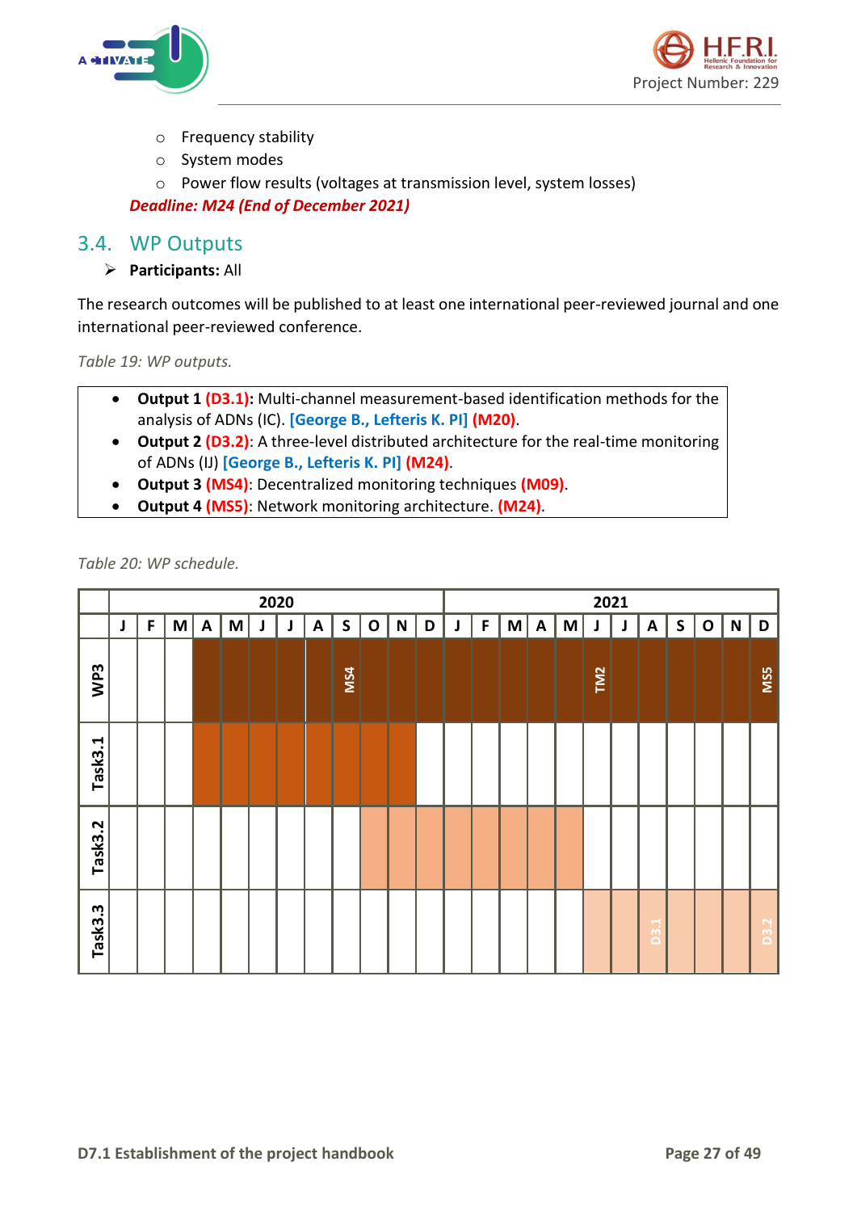- Frequency stability
- System modes
- Power flow results (voltages at transmission level, system losses)

***Deadline: M24 (End of December 2021)***

## 3.4. WP Outputs

- **Participants:** All

The research outcomes will be published to at least one international peer-reviewed journal and one international peer-reviewed conference.

*Table 19: WP outputs.*

- **Output 1 (D3.1):** Multi-channel measurement-based identification methods for the analysis of ADNs (IC). **[George B., Lefteris K. PI] (M20)**.
- **Output 2 (D3.2)**: A three-level distributed architecture for the real-time monitoring of ADNs (IJ) **[George B., Lefteris K. PI] (M24)**.
- **Output 3 (MS4)**: Decentralized monitoring techniques **(M09)**.
- **Output 4 (MS5)**: Network monitoring architecture. **(M24)**.

*Table 20: WP schedule.*

| | 2020 | | | | | | | | | | | | 2021 | | | | | | | | | | | |
|---|---|---|---|---|---|---|---|---|---|---|---|---|---|---|---|---|---|---|---|---|---|---|---|---|
| | J | F | M | A | M | J | J | A | S | O | N | D | J | F | M | A | M | J | J | A | S | O | N | D |
| WP3 | | | | ■ | ■ | ■ | ■ | ■ | MS4 | ■ | ■ | ■ | ■ | ■ | ■ | ■ | ■ | TM2 | ■ | ■ | ■ | ■ | ■ | MS5 |
| Task3.1 | | | | ■ | ■ | ■ | ■ | ■ | ■ | ■ | ■ | | | | | | | | | | | | | |
| Task3.2 | | | | | | | | | | ■ | ■ | ■ | ■ | ■ | ■ | ■ | ■ | | | | | | | |
| Task3.3 | | | | | | | | | | | | | | | | | | ■ | ■ | D3.1 | ■ | ■ | ■ | D3.2 |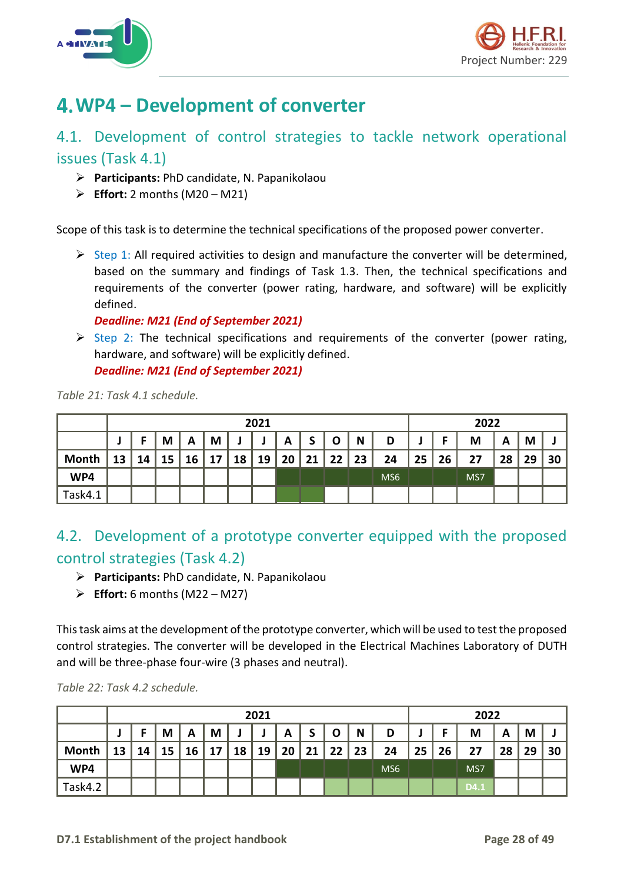# 4. WP4 – Development of converter

## 4.1. Development of control strategies to tackle network operational issues (Task 4.1)

- **Participants:** PhD candidate, N. Papanikolaou
- **Effort:** 2 months (M20 – M21)

Scope of this task is to determine the technical specifications of the proposed power converter.

- Step 1: All required activities to design and manufacture the converter will be determined, based on the summary and findings of Task 1.3. Then, the technical specifications and requirements of the converter (power rating, hardware, and software) will be explicitly defined.
  ***Deadline: M21 (End of September 2021)***
- Step 2: The technical specifications and requirements of the converter (power rating, hardware, and software) will be explicitly defined.
  ***Deadline: M21 (End of September 2021)***

*Table 21: Task 4.1 schedule.*

| | 2021 | | | | | | | | | | | | 2022 | | | | | |
|---|---|---|---|---|---|---|---|---|---|---|---|---|---|---|---|---|---|---|
| | J | F | M | A | M | J | J | A | S | O | N | D | J | F | M | A | M | J |
| Month | 13 | 14 | 15 | 16 | 17 | 18 | 19 | 20 | 21 | 22 | 23 | 24 | 25 | 26 | 27 | 28 | 29 | 30 |
| WP4 | | | | | | | | | | | | MS6 | | | MS7 | | | |
| Task4.1 | | | | | | | | | | | | | | | | | | |

## 4.2. Development of a prototype converter equipped with the proposed control strategies (Task 4.2)

- **Participants:** PhD candidate, N. Papanikolaou
- **Effort:** 6 months (M22 – M27)

This task aims at the development of the prototype converter, which will be used to test the proposed control strategies. The converter will be developed in the Electrical Machines Laboratory of DUTH and will be three-phase four-wire (3 phases and neutral).

*Table 22: Task 4.2 schedule.*

| | 2021 | | | | | | | | | | | | 2022 | | | | | |
|---|---|---|---|---|---|---|---|---|---|---|---|---|---|---|---|---|---|---|
| | J | F | M | A | M | J | J | A | S | O | N | D | J | F | M | A | M | J |
| Month | 13 | 14 | 15 | 16 | 17 | 18 | 19 | 20 | 21 | 22 | 23 | 24 | 25 | 26 | 27 | 28 | 29 | 30 |
| WP4 | | | | | | | | | | | | MS6 | | | MS7 | | | |
| Task4.2 | | | | | | | | | | | | | | | D4.1 | | | |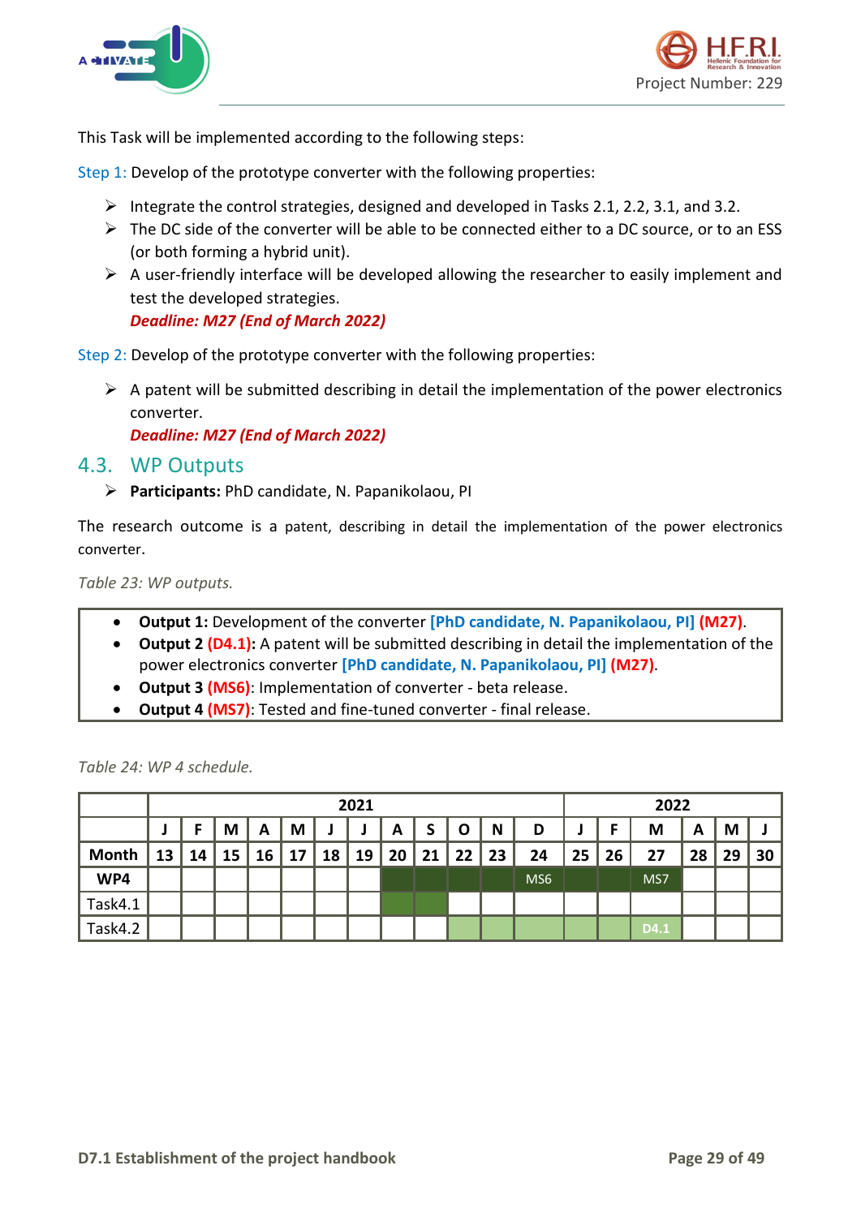This Task will be implemented according to the following steps:

Step 1: Develop of the prototype converter with the following properties:

- Integrate the control strategies, designed and developed in Tasks 2.1, 2.2, 3.1, and 3.2.
- The DC side of the converter will be able to be connected either to a DC source, or to an ESS (or both forming a hybrid unit).
- A user-friendly interface will be developed allowing the researcher to easily implement and test the developed strategies.
  ***Deadline: M27 (End of March 2022)***

Step 2: Develop of the prototype converter with the following properties:

- A patent will be submitted describing in detail the implementation of the power electronics converter.
  ***Deadline: M27 (End of March 2022)***

## 4.3. WP Outputs

- **Participants:** PhD candidate, N. Papanikolaou, PI

The research outcome is a patent, describing in detail the implementation of the power electronics converter.

*Table 23: WP outputs.*

- **Output 1:** Development of the converter **[PhD candidate, N. Papanikolaou, PI]** **(M27)**.
- **Output 2 (D4.1):** A patent will be submitted describing in detail the implementation of the power electronics converter **[PhD candidate, N. Papanikolaou, PI]** **(M27)**.
- **Output 3 (MS6)**: Implementation of converter - beta release.
- **Output 4 (MS7)**: Tested and fine-tuned converter - final release.

*Table 24: WP 4 schedule.*

| | 2021 | | | | | | | | | | | | 2022 | | | | | |
|---|---|---|---|---|---|---|---|---|---|---|---|---|---|---|---|---|---|---|
| | J | F | M | A | M | J | J | A | S | O | N | D | J | F | M | A | M | J |
| **Month** | 13 | 14 | 15 | 16 | 17 | 18 | 19 | 20 | 21 | 22 | 23 | 24 | 25 | 26 | 27 | 28 | 29 | 30 |
| **WP4** | | | | | | | | | | | | MS6 | | | MS7 | | | |
| Task4.1 | | | | | | | | | | | | | | | | | | |
| Task4.2 | | | | | | | | | | | | | | | D4.1 | | | |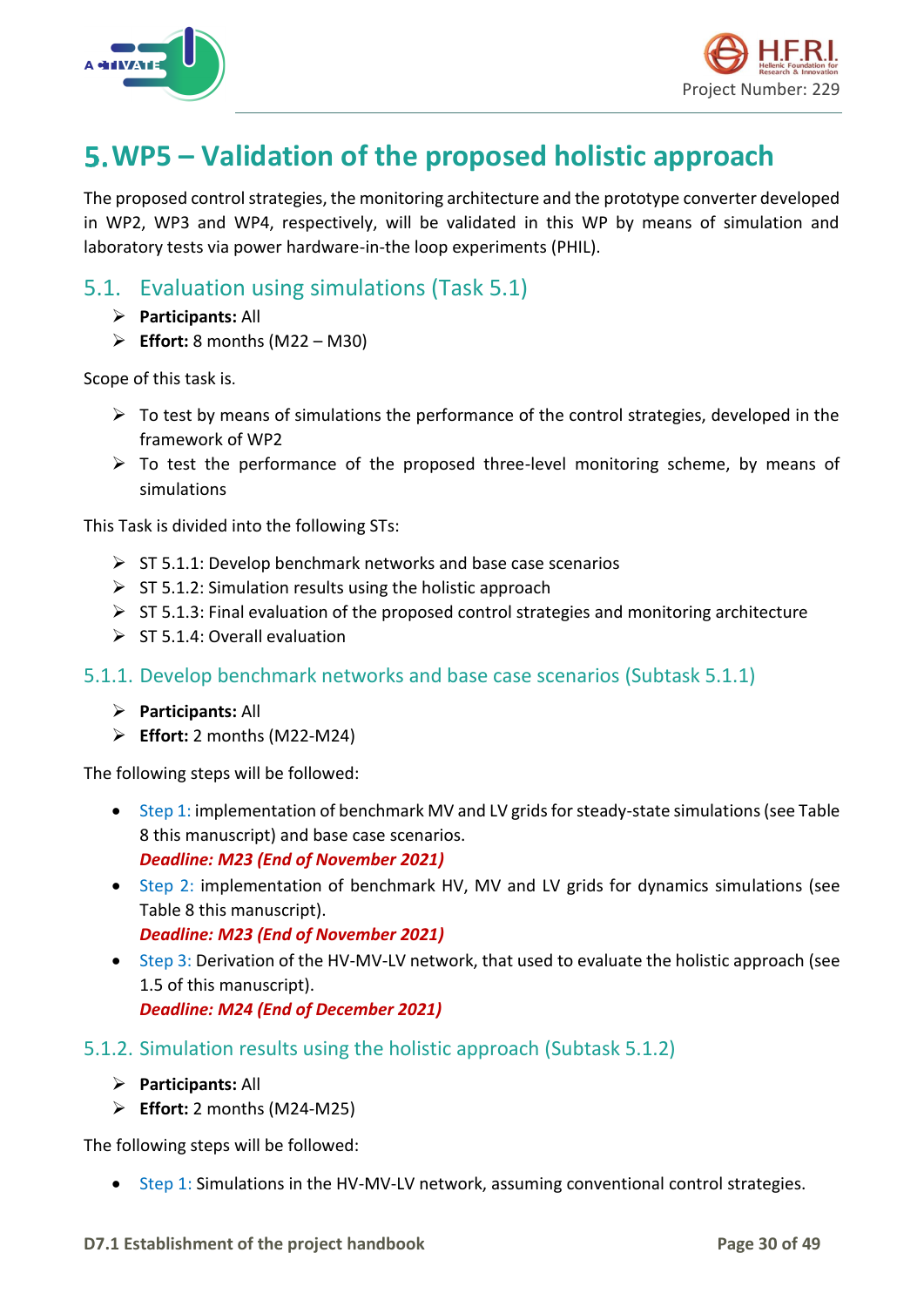# 5. WP5 – Validation of the proposed holistic approach

The proposed control strategies, the monitoring architecture and the prototype converter developed in WP2, WP3 and WP4, respectively, will be validated in this WP by means of simulation and laboratory tests via power hardware-in-the loop experiments (PHIL).

## 5.1. Evaluation using simulations (Task 5.1)

- **Participants:** All
- **Effort:** 8 months (M22 – M30)

Scope of this task is.

- To test by means of simulations the performance of the control strategies, developed in the framework of WP2
- To test the performance of the proposed three-level monitoring scheme, by means of simulations

This Task is divided into the following STs:

- ST 5.1.1: Develop benchmark networks and base case scenarios
- ST 5.1.2: Simulation results using the holistic approach
- ST 5.1.3: Final evaluation of the proposed control strategies and monitoring architecture
- ST 5.1.4: Overall evaluation

### 5.1.1. Develop benchmark networks and base case scenarios (Subtask 5.1.1)

- **Participants:** All
- **Effort:** 2 months (M22-M24)

The following steps will be followed:

- Step 1: implementation of benchmark MV and LV grids for steady-state simulations (see Table 8 this manuscript) and base case scenarios.
  ***Deadline: M23 (End of November 2021)***
- Step 2: implementation of benchmark HV, MV and LV grids for dynamics simulations (see Table 8 this manuscript).
  ***Deadline: M23 (End of November 2021)***
- Step 3: Derivation of the HV-MV-LV network, that used to evaluate the holistic approach (see 1.5 of this manuscript).
  ***Deadline: M24 (End of December 2021)***

### 5.1.2. Simulation results using the holistic approach (Subtask 5.1.2)

- **Participants:** All
- **Effort:** 2 months (M24-M25)

The following steps will be followed:

- Step 1: Simulations in the HV-MV-LV network, assuming conventional control strategies.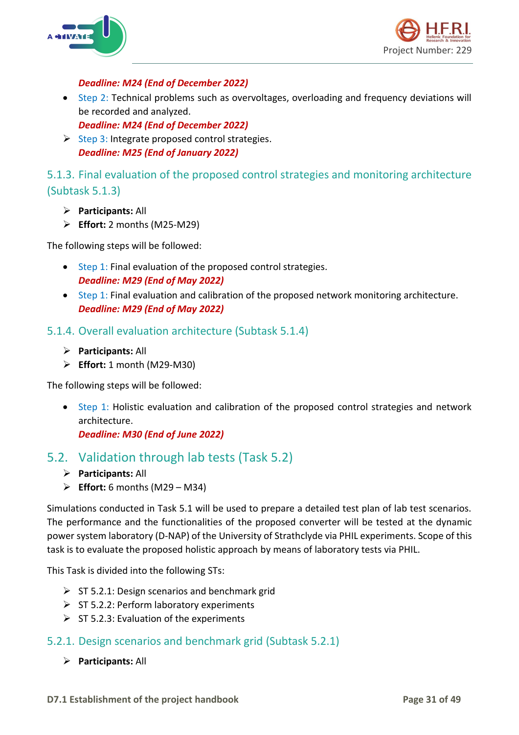***Deadline: M24 (End of December 2022)***

- Step 2: Technical problems such as overvoltages, overloading and frequency deviations will be recorded and analyzed.
  ***Deadline: M24 (End of December 2022)***
- Step 3: Integrate proposed control strategies.
  ***Deadline: M25 (End of January 2022)***

### 5.1.3. Final evaluation of the proposed control strategies and monitoring architecture (Subtask 5.1.3)

- **Participants:** All
- **Effort:** 2 months (M25-M29)

The following steps will be followed:

- Step 1: Final evaluation of the proposed control strategies.
  ***Deadline: M29 (End of May 2022)***
- Step 1: Final evaluation and calibration of the proposed network monitoring architecture.
  ***Deadline: M29 (End of May 2022)***

### 5.1.4. Overall evaluation architecture (Subtask 5.1.4)

- **Participants:** All
- **Effort:** 1 month (M29-M30)

The following steps will be followed:

- Step 1: Holistic evaluation and calibration of the proposed control strategies and network architecture.
  ***Deadline: M30 (End of June 2022)***

## 5.2. Validation through lab tests (Task 5.2)

- **Participants:** All
- **Effort:** 6 months (M29 – M34)

Simulations conducted in Task 5.1 will be used to prepare a detailed test plan of lab test scenarios. The performance and the functionalities of the proposed converter will be tested at the dynamic power system laboratory (D-NAP) of the University of Strathclyde via PHIL experiments. Scope of this task is to evaluate the proposed holistic approach by means of laboratory tests via PHIL.

This Task is divided into the following STs:

- ST 5.2.1: Design scenarios and benchmark grid
- ST 5.2.2: Perform laboratory experiments
- ST 5.2.3: Evaluation of the experiments

### 5.2.1. Design scenarios and benchmark grid (Subtask 5.2.1)

- **Participants:** All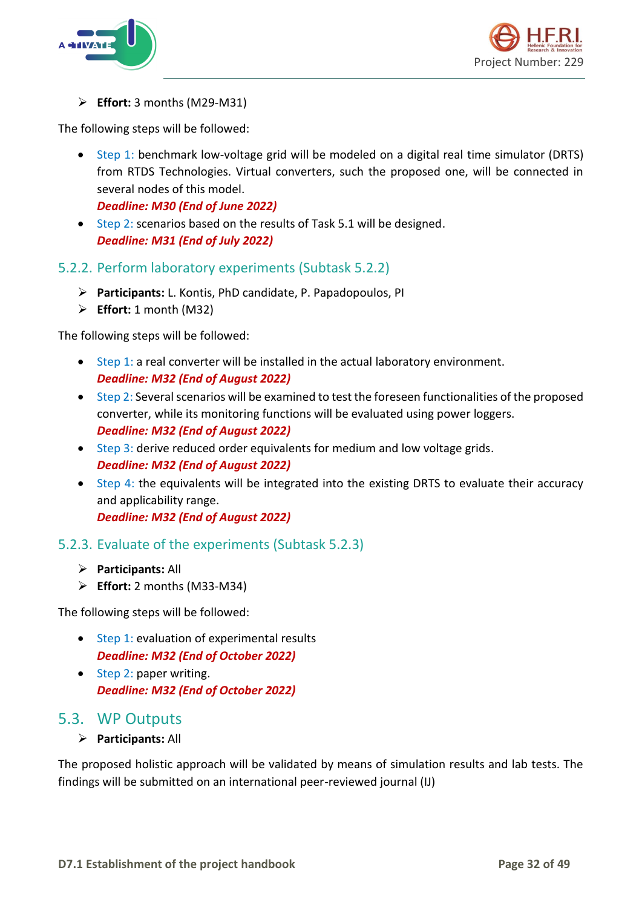- **Effort:** 3 months (M29-M31)

The following steps will be followed:

- Step 1: benchmark low-voltage grid will be modeled on a digital real time simulator (DRTS) from RTDS Technologies. Virtual converters, such the proposed one, will be connected in several nodes of this model.
  ***Deadline: M30 (End of June 2022)***
- Step 2: scenarios based on the results of Task 5.1 will be designed.
  ***Deadline: M31 (End of July 2022)***

### 5.2.2. Perform laboratory experiments (Subtask 5.2.2)

- **Participants:** L. Kontis, PhD candidate, P. Papadopoulos, PI
- **Effort:** 1 month (M32)

The following steps will be followed:

- Step 1: a real converter will be installed in the actual laboratory environment.
  ***Deadline: M32 (End of August 2022)***
- Step 2: Several scenarios will be examined to test the foreseen functionalities of the proposed converter, while its monitoring functions will be evaluated using power loggers.
  ***Deadline: M32 (End of August 2022)***
- Step 3: derive reduced order equivalents for medium and low voltage grids.
  ***Deadline: M32 (End of August 2022)***
- Step 4: the equivalents will be integrated into the existing DRTS to evaluate their accuracy and applicability range.
  ***Deadline: M32 (End of August 2022)***

### 5.2.3. Evaluate of the experiments (Subtask 5.2.3)

- **Participants:** All
- **Effort:** 2 months (M33-M34)

The following steps will be followed:

- Step 1: evaluation of experimental results
  ***Deadline: M32 (End of October 2022)***
- Step 2: paper writing.
  ***Deadline: M32 (End of October 2022)***

## 5.3. WP Outputs

- **Participants:** All

The proposed holistic approach will be validated by means of simulation results and lab tests. The findings will be submitted on an international peer-reviewed journal (IJ)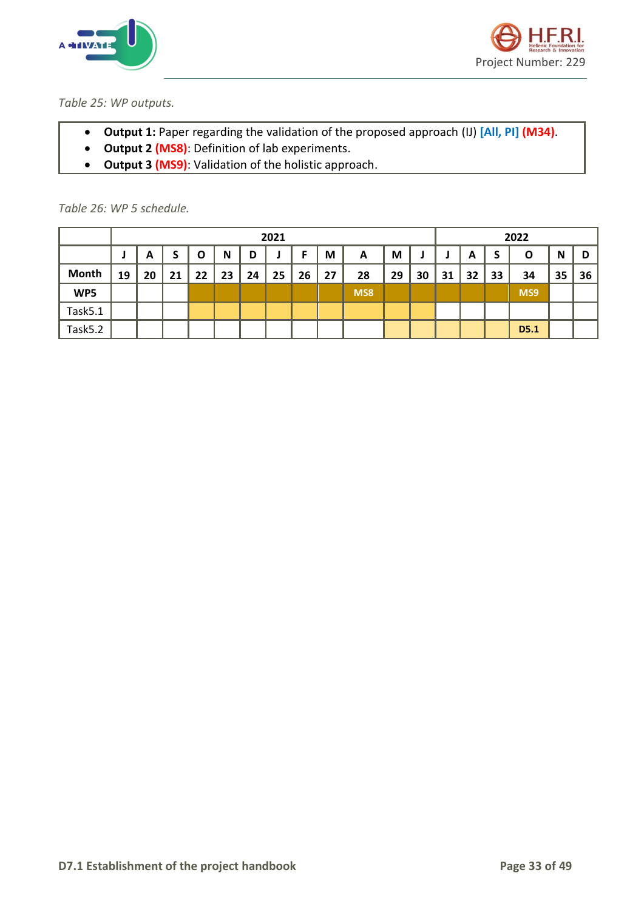*Table 25: WP outputs.*

- **Output 1:** Paper regarding the validation of the proposed approach (IJ) [All, PI] (M34).
- **Output 2 (MS8)**: Definition of lab experiments.
- **Output 3 (MS9)**: Validation of the holistic approach.

*Table 26: WP 5 schedule.*

| | 2021 | | | | | | | | | | | | 2022 | | | | | |
|---|---|---|---|---|---|---|---|---|---|---|---|---|---|---|---|---|---|---|
| | J | A | S | O | N | D | J | F | M | A | M | J | J | A | S | O | N | D |
| **Month** | 19 | 20 | 21 | 22 | 23 | 24 | 25 | 26 | 27 | 28 | 29 | 30 | 31 | 32 | 33 | 34 | 35 | 36 |
| **WP5** | | | | | | | | | | MS8 | | | | | | MS9 | | |
| Task5.1 | | | | | | | | | | | | | | | | | | |
| Task5.2 | | | | | | | | | | | | | | | | D5.1 | | |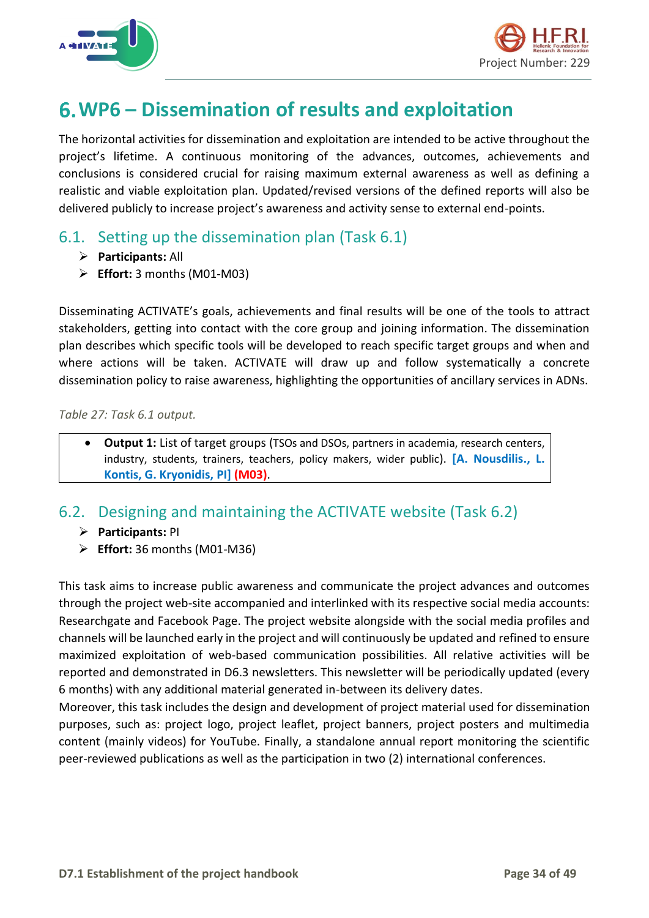# 6. WP6 – Dissemination of results and exploitation

The horizontal activities for dissemination and exploitation are intended to be active throughout the project's lifetime. A continuous monitoring of the advances, outcomes, achievements and conclusions is considered crucial for raising maximum external awareness as well as defining a realistic and viable exploitation plan. Updated/revised versions of the defined reports will also be delivered publicly to increase project's awareness and activity sense to external end-points.

## 6.1. Setting up the dissemination plan (Task 6.1)

- **Participants:** All
- **Effort:** 3 months (M01-M03)

Disseminating ACTIVATE's goals, achievements and final results will be one of the tools to attract stakeholders, getting into contact with the core group and joining information. The dissemination plan describes which specific tools will be developed to reach specific target groups and when and where actions will be taken. ACTIVATE will draw up and follow systematically a concrete dissemination policy to raise awareness, highlighting the opportunities of ancillary services in ADNs.

*Table 27: Task 6.1 output.*

| |
|---|
| • **Output 1:** List of target groups (TSOs and DSOs, partners in academia, research centers, industry, students, trainers, teachers, policy makers, wider public). **[A. Nousdilis., L. Kontis, G. Kryonidis, PI]** **(M03)**. |

## 6.2. Designing and maintaining the ACTIVATE website (Task 6.2)

- **Participants:** PI
- **Effort:** 36 months (M01-M36)

This task aims to increase public awareness and communicate the project advances and outcomes through the project web-site accompanied and interlinked with its respective social media accounts: Researchgate and Facebook Page. The project website alongside with the social media profiles and channels will be launched early in the project and will continuously be updated and refined to ensure maximized exploitation of web-based communication possibilities. All relative activities will be reported and demonstrated in D6.3 newsletters. This newsletter will be periodically updated (every 6 months) with any additional material generated in-between its delivery dates.

Moreover, this task includes the design and development of project material used for dissemination purposes, such as: project logo, project leaflet, project banners, project posters and multimedia content (mainly videos) for YouTube. Finally, a standalone annual report monitoring the scientific peer-reviewed publications as well as the participation in two (2) international conferences.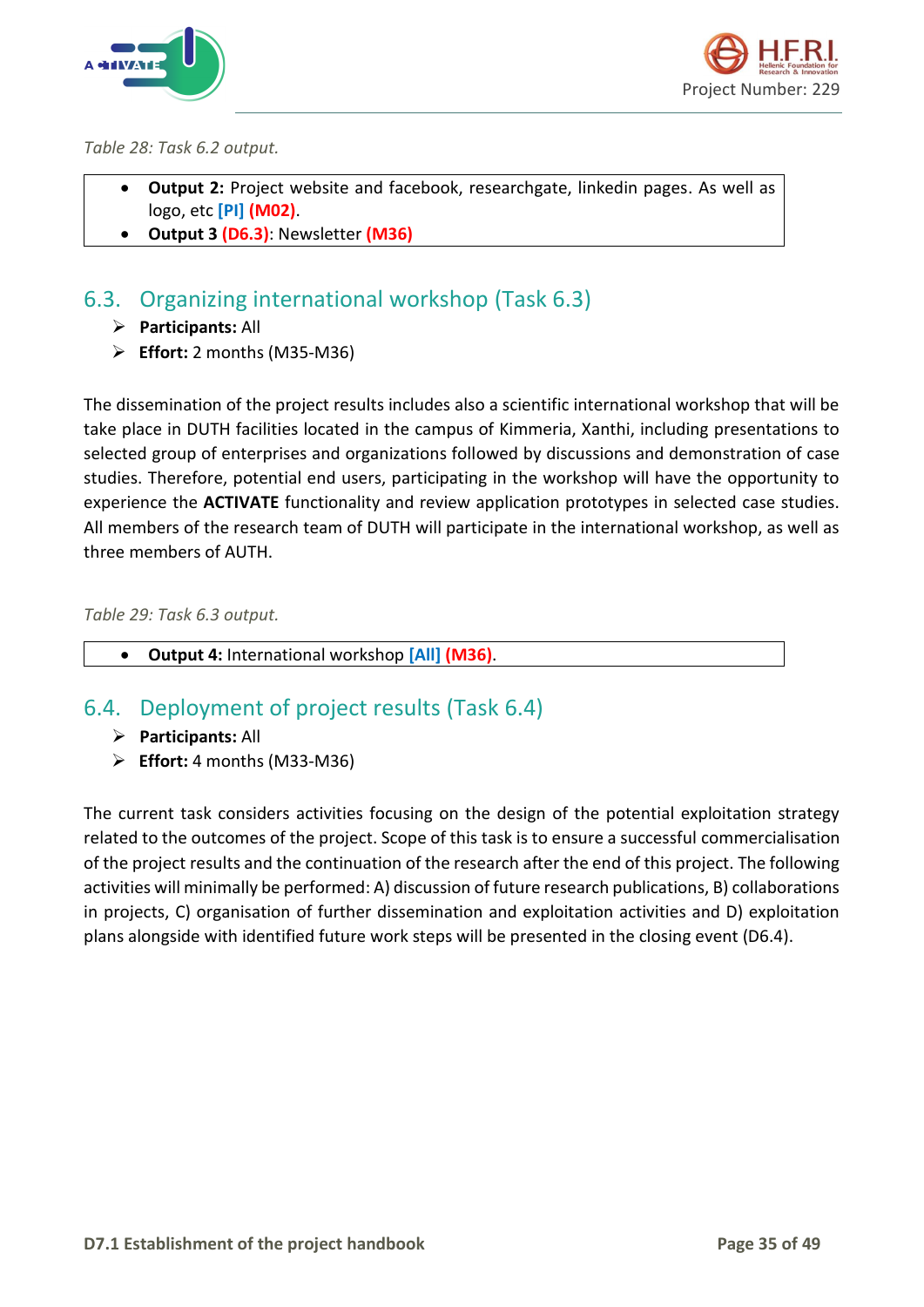*Table 28: Task 6.2 output.*

- **Output 2:** Project website and facebook, researchgate, linkedin pages. As well as logo, etc **[PI]** **(M02)**.
- **Output 3** **(D6.3)**: Newsletter **(M36)**

## 6.3. Organizing international workshop (Task 6.3)

- **Participants:** All
- **Effort:** 2 months (M35-M36)

The dissemination of the project results includes also a scientific international workshop that will be take place in DUTH facilities located in the campus of Kimmeria, Xanthi, including presentations to selected group of enterprises and organizations followed by discussions and demonstration of case studies. Therefore, potential end users, participating in the workshop will have the opportunity to experience the **ACTIVATE** functionality and review application prototypes in selected case studies. All members of the research team of DUTH will participate in the international workshop, as well as three members of AUTH.

*Table 29: Task 6.3 output.*

- **Output 4:** International workshop **[All]** **(M36)**.

## 6.4. Deployment of project results (Task 6.4)

- **Participants:** All
- **Effort:** 4 months (M33-M36)

The current task considers activities focusing on the design of the potential exploitation strategy related to the outcomes of the project. Scope of this task is to ensure a successful commercialisation of the project results and the continuation of the research after the end of this project. The following activities will minimally be performed: A) discussion of future research publications, B) collaborations in projects, C) organisation of further dissemination and exploitation activities and D) exploitation plans alongside with identified future work steps will be presented in the closing event (D6.4).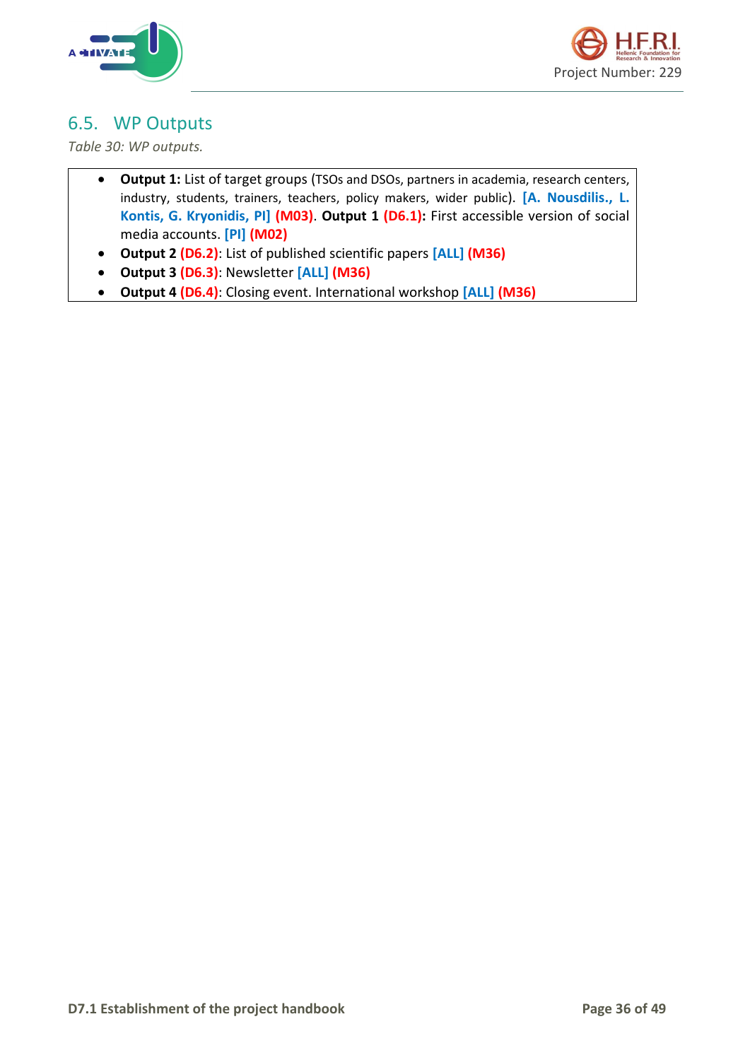## 6.5. WP Outputs

*Table 30: WP outputs.*

- **Output 1:** List of target groups (TSOs and DSOs, partners in academia, research centers, industry, students, trainers, teachers, policy makers, wider public). **[A. Nousdilis., L. Kontis, G. Kryonidis, PI]** **(M03)**. **Output 1** **(D6.1):** First accessible version of social media accounts. **[PI]** **(M02)**
- **Output 2** **(D6.2)**: List of published scientific papers **[ALL]** **(M36)**
- **Output 3** **(D6.3)**: Newsletter **[ALL]** **(M36)**
- **Output 4** **(D6.4)**: Closing event. International workshop **[ALL]** **(M36)**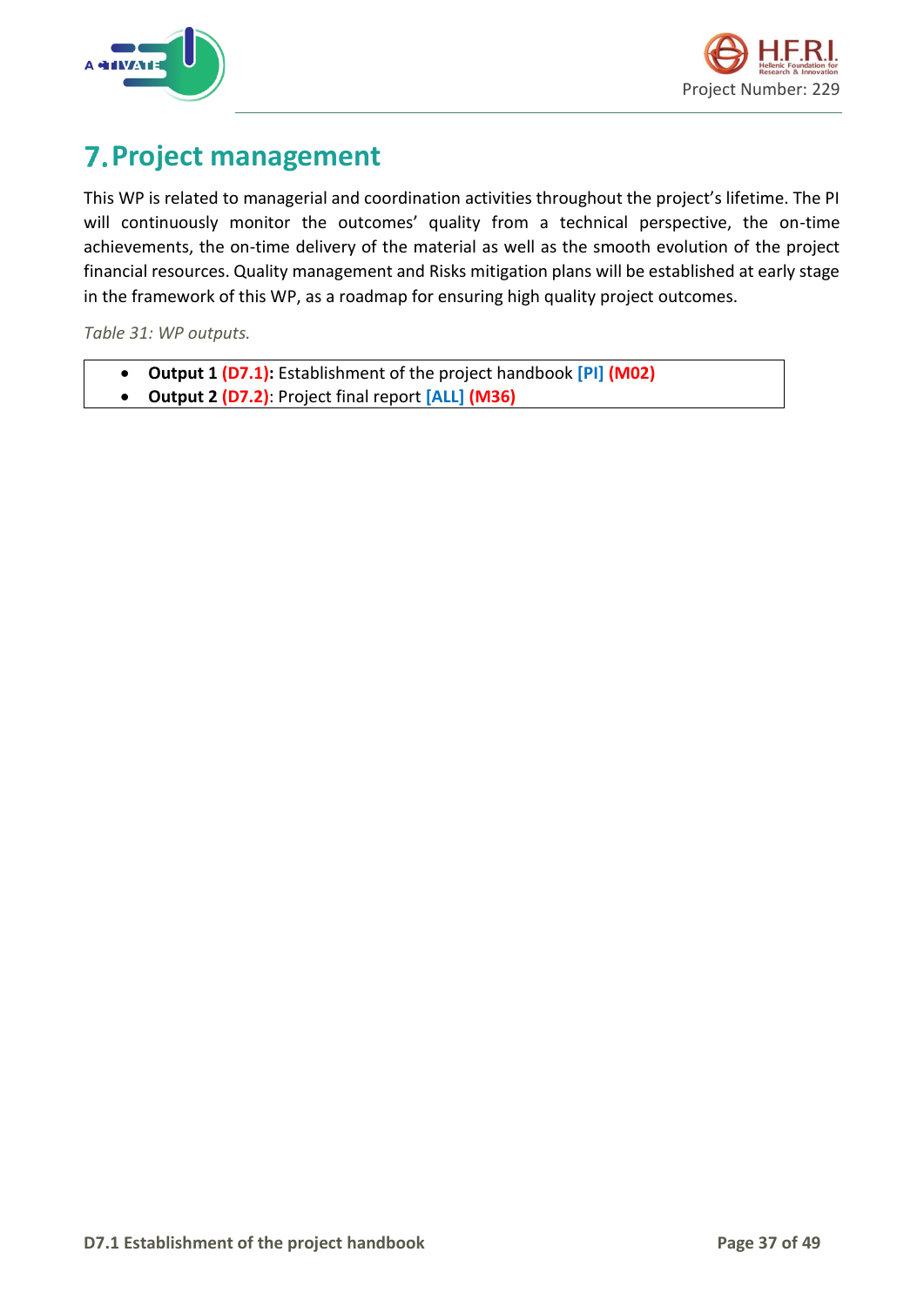# 7. Project management

This WP is related to managerial and coordination activities throughout the project's lifetime. The PI will continuously monitor the outcomes' quality from a technical perspective, the on-time achievements, the on-time delivery of the material as well as the smooth evolution of the project financial resources. Quality management and Risks mitigation plans will be established at early stage in the framework of this WP, as a roadmap for ensuring high quality project outcomes.

*Table 31: WP outputs.*

- **Output 1 (D7.1):** Establishment of the project handbook **[PI] (M02)**
- **Output 2 (D7.2)**: Project final report **[ALL] (M36)**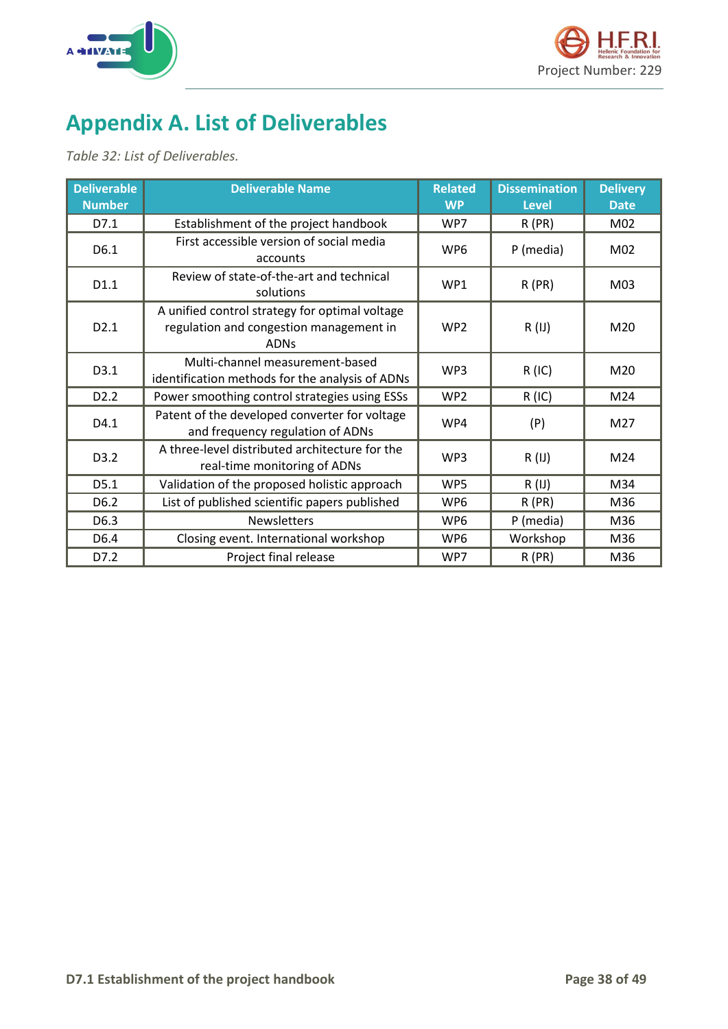# Appendix A. List of Deliverables

*Table 32: List of Deliverables.*

| Deliverable Number | Deliverable Name | Related WP | Dissemination Level | Delivery Date |
|---|---|---|---|---|
| D7.1 | Establishment of the project handbook | WP7 | R (PR) | M02 |
| D6.1 | First accessible version of social media accounts | WP6 | P (media) | M02 |
| D1.1 | Review of state-of-the-art and technical solutions | WP1 | R (PR) | M03 |
| D2.1 | A unified control strategy for optimal voltage regulation and congestion management in ADNs | WP2 | R (IJ) | M20 |
| D3.1 | Multi-channel measurement-based identification methods for the analysis of ADNs | WP3 | R (IC) | M20 |
| D2.2 | Power smoothing control strategies using ESSs | WP2 | R (IC) | M24 |
| D4.1 | Patent of the developed converter for voltage and frequency regulation of ADNs | WP4 | (P) | M27 |
| D3.2 | A three-level distributed architecture for the real-time monitoring of ADNs | WP3 | R (IJ) | M24 |
| D5.1 | Validation of the proposed holistic approach | WP5 | R (IJ) | M34 |
| D6.2 | List of published scientific papers published | WP6 | R (PR) | M36 |
| D6.3 | Newsletters | WP6 | P (media) | M36 |
| D6.4 | Closing event. International workshop | WP6 | Workshop | M36 |
| D7.2 | Project final release | WP7 | R (PR) | M36 |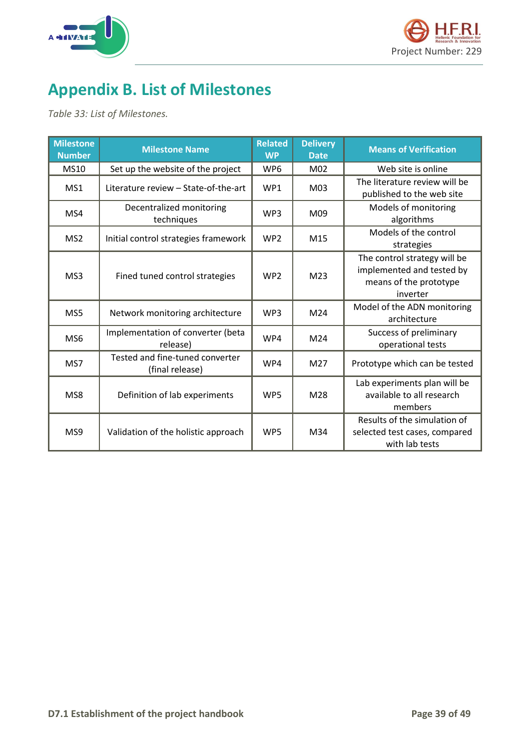# Appendix B. List of Milestones

*Table 33: List of Milestones.*

| Milestone Number | Milestone Name | Related WP | Delivery Date | Means of Verification |
|---|---|---|---|---|
| MS10 | Set up the website of the project | WP6 | M02 | Web site is online |
| MS1 | Literature review – State-of-the-art | WP1 | M03 | The literature review will be published to the web site |
| MS4 | Decentralized monitoring techniques | WP3 | M09 | Models of monitoring algorithms |
| MS2 | Initial control strategies framework | WP2 | M15 | Models of the control strategies |
| MS3 | Fined tuned control strategies | WP2 | M23 | The control strategy will be implemented and tested by means of the prototype inverter |
| MS5 | Network monitoring architecture | WP3 | M24 | Model of the ADN monitoring architecture |
| MS6 | Implementation of converter (beta release) | WP4 | M24 | Success of preliminary operational tests |
| MS7 | Tested and fine-tuned converter (final release) | WP4 | M27 | Prototype which can be tested |
| MS8 | Definition of lab experiments | WP5 | M28 | Lab experiments plan will be available to all research members |
| MS9 | Validation of the holistic approach | WP5 | M34 | Results of the simulation of selected test cases, compared with lab tests |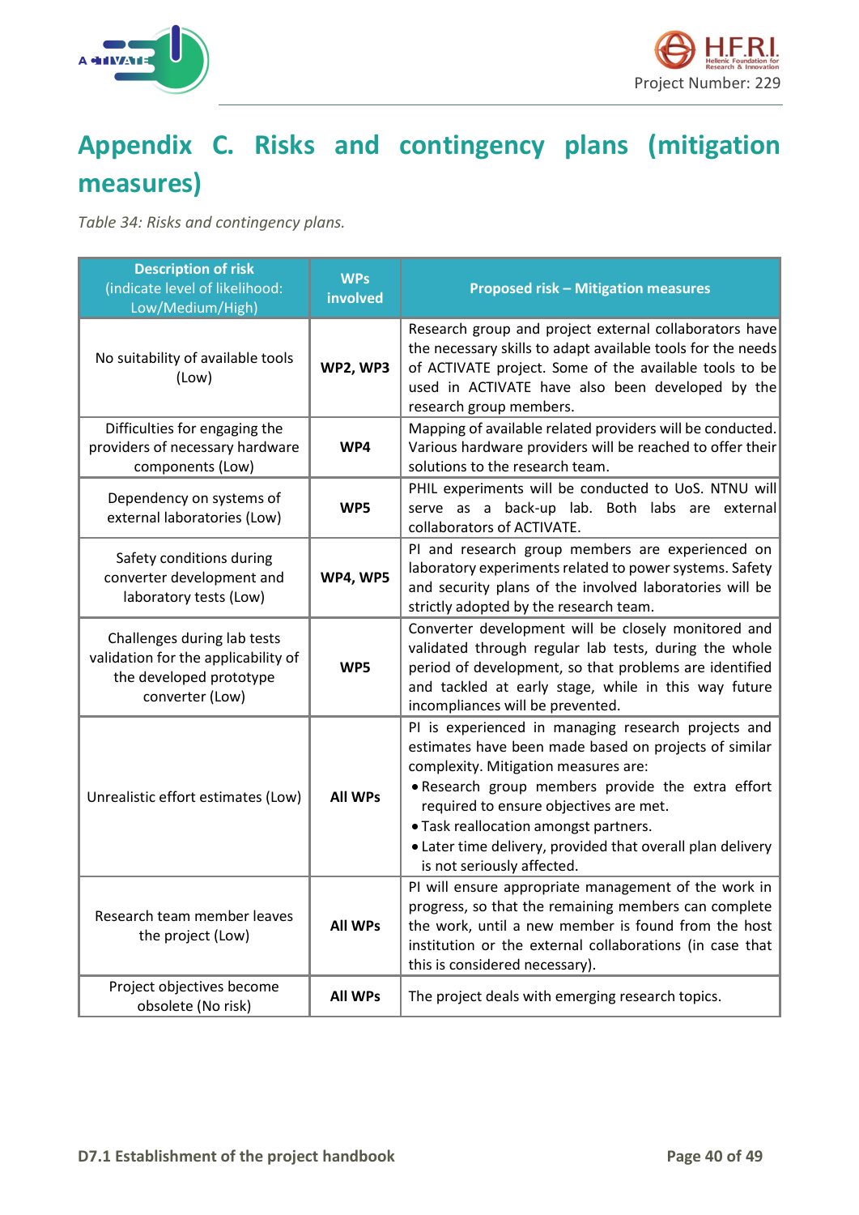# Appendix C. Risks and contingency plans (mitigation measures)

*Table 34: Risks and contingency plans.*

| Description of risk (indicate level of likelihood: Low/Medium/High) | WPs involved | Proposed risk – Mitigation measures |
|---|---|---|
| No suitability of available tools (Low) | **WP2, WP3** | Research group and project external collaborators have the necessary skills to adapt available tools for the needs of ACTIVATE project. Some of the available tools to be used in ACTIVATE have also been developed by the research group members. |
| Difficulties for engaging the providers of necessary hardware components (Low) | **WP4** | Mapping of available related providers will be conducted. Various hardware providers will be reached to offer their solutions to the research team. |
| Dependency on systems of external laboratories (Low) | **WP5** | PHIL experiments will be conducted to UoS. NTNU will serve as a back-up lab. Both labs are external collaborators of ACTIVATE. |
| Safety conditions during converter development and laboratory tests (Low) | **WP4, WP5** | PI and research group members are experienced on laboratory experiments related to power systems. Safety and security plans of the involved laboratories will be strictly adopted by the research team. |
| Challenges during lab tests validation for the applicability of the developed prototype converter (Low) | **WP5** | Converter development will be closely monitored and validated through regular lab tests, during the whole period of development, so that problems are identified and tackled at early stage, while in this way future incompliances will be prevented. |
| Unrealistic effort estimates (Low) | **All WPs** | PI is experienced in managing research projects and estimates have been made based on projects of similar complexity. Mitigation measures are: <br>• Research group members provide the extra effort required to ensure objectives are met. <br>• Task reallocation amongst partners. <br>• Later time delivery, provided that overall plan delivery is not seriously affected. |
| Research team member leaves the project (Low) | **All WPs** | PI will ensure appropriate management of the work in progress, so that the remaining members can complete the work, until a new member is found from the host institution or the external collaborations (in case that this is considered necessary). |
| Project objectives become obsolete (No risk) | **All WPs** | The project deals with emerging research topics. |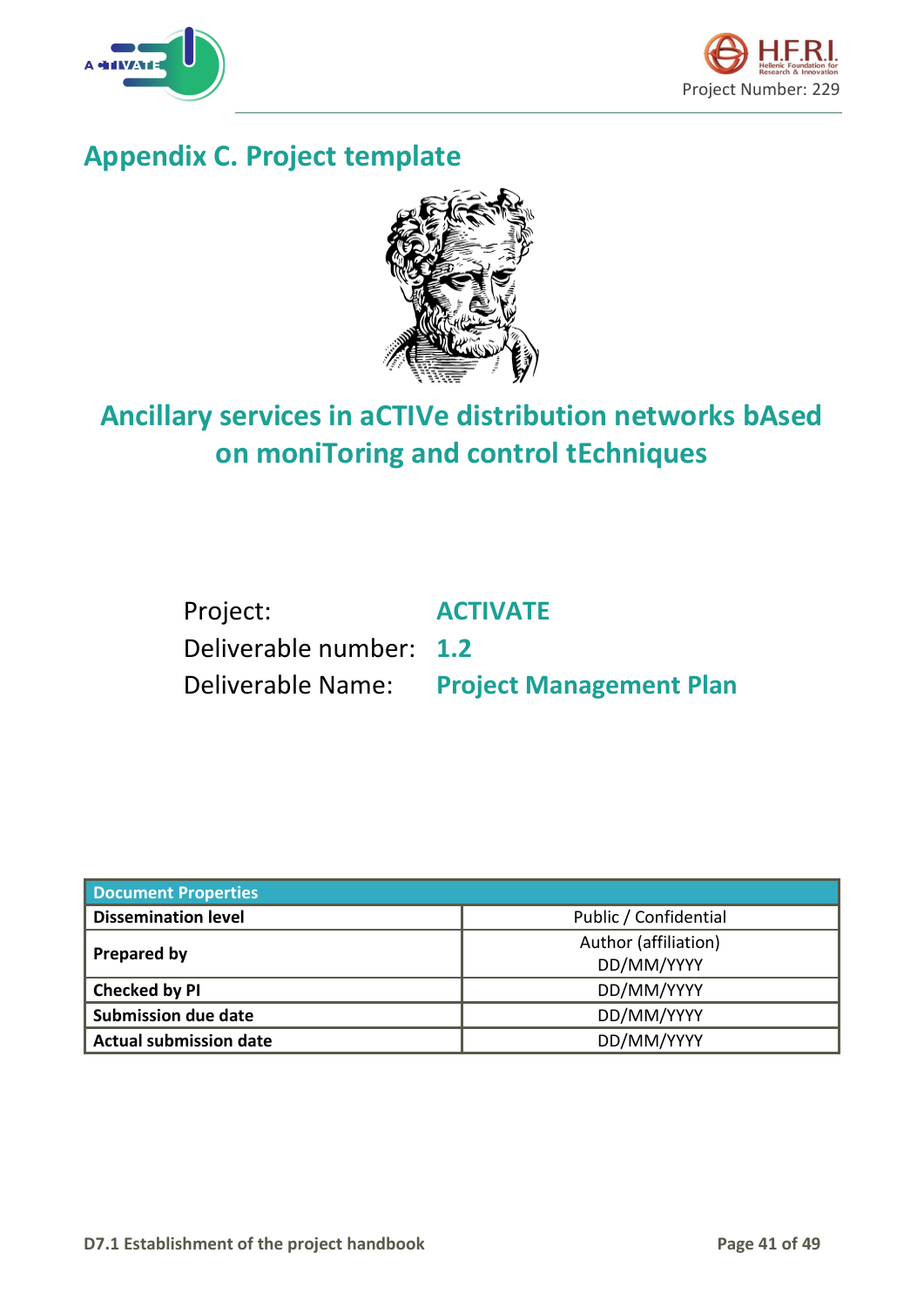# Appendix C. Project template

## Ancillary services in aCTIVe distribution networks bAsed on moniToring and control tEchniques

Project: **ACTIVATE**

Deliverable number: **1.2**

Deliverable Name: **Project Management Plan**

| Document Properties | |
|---|---|
| **Dissemination level** | Public / Confidential |
| **Prepared by** | Author (affiliation) DD/MM/YYYY |
| **Checked by PI** | DD/MM/YYYY |
| **Submission due date** | DD/MM/YYYY |
| **Actual submission date** | DD/MM/YYYY |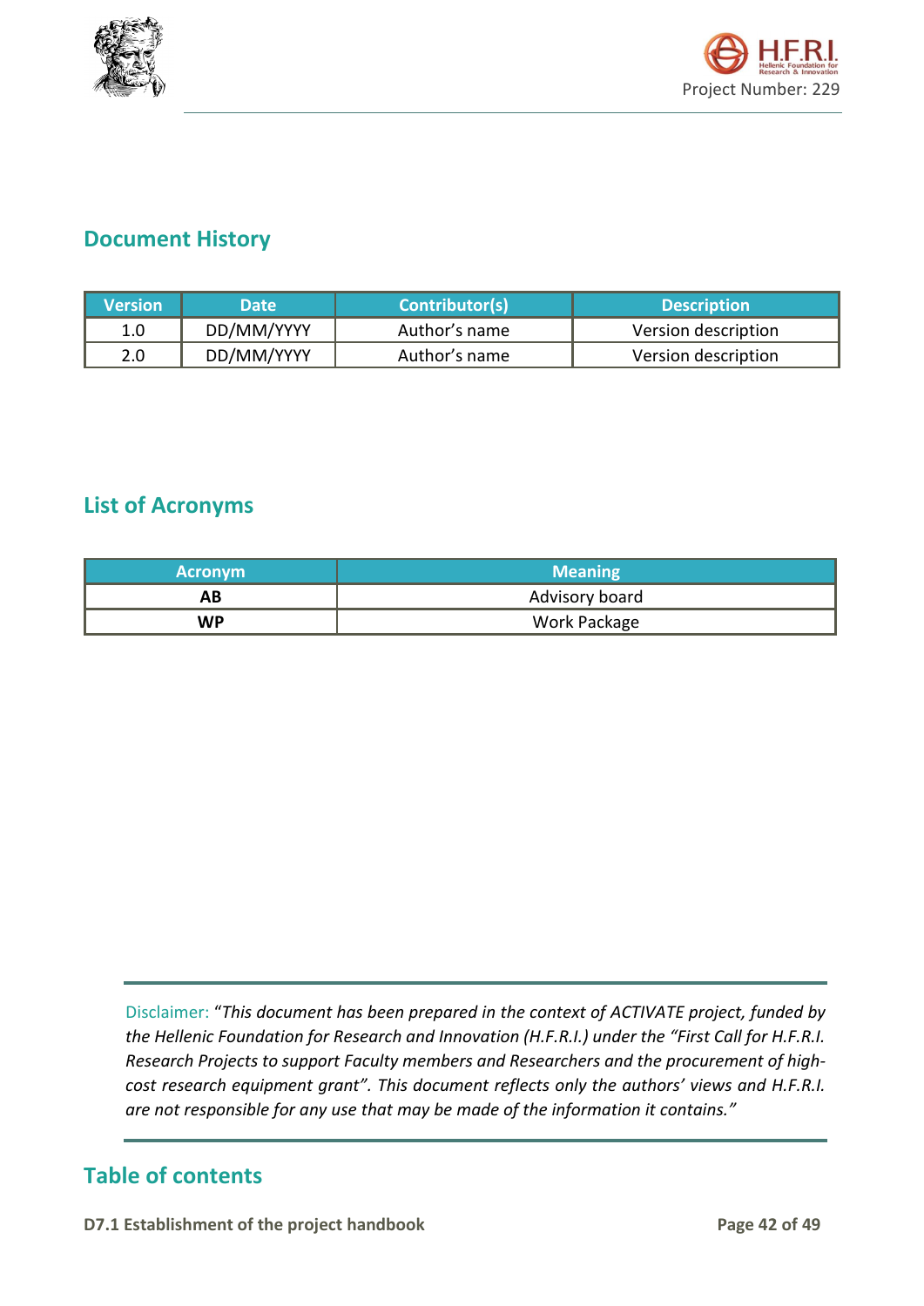## Document History

| Version | Date | Contributor(s) | Description |
|---|---|---|---|
| 1.0 | DD/MM/YYYY | Author's name | Version description |
| 2.0 | DD/MM/YYYY | Author's name | Version description |

## List of Acronyms

| Acronym | Meaning |
|---|---|
| **AB** | Advisory board |
| **WP** | Work Package |

Disclaimer: *"This document has been prepared in the context of ACTIVATE project, funded by the Hellenic Foundation for Research and Innovation (H.F.R.I.) under the "First Call for H.F.R.I. Research Projects to support Faculty members and Researchers and the procurement of high-cost research equipment grant". This document reflects only the authors' views and H.F.R.I. are not responsible for any use that may be made of the information it contains."*

## Table of contents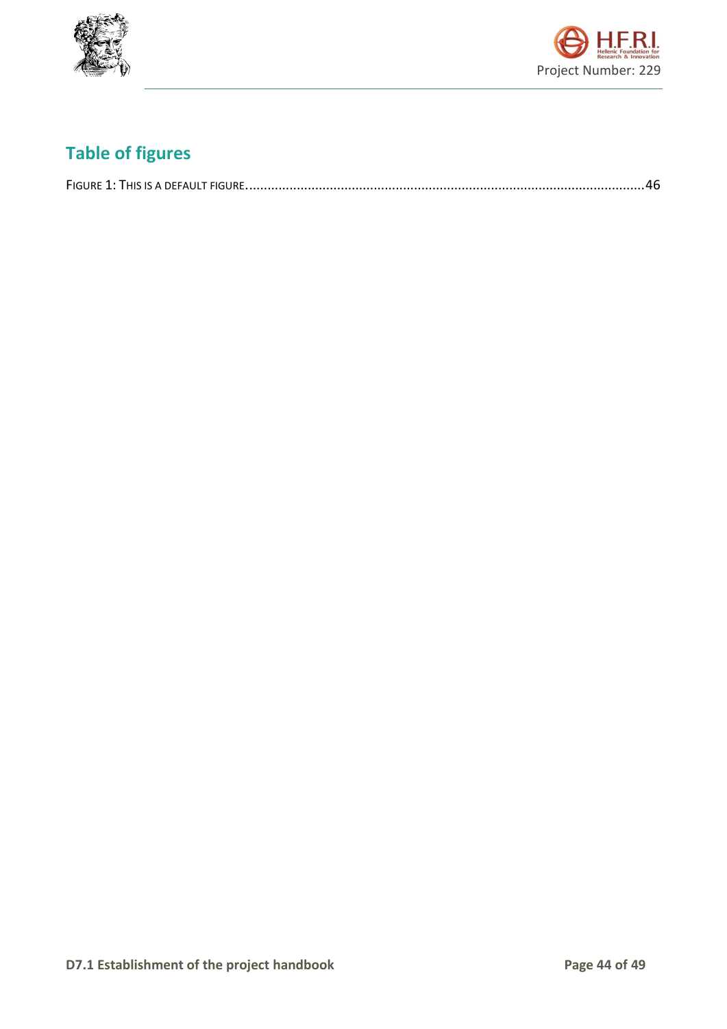## Table of figures

FIGURE 1: THIS IS A DEFAULT FIGURE. ........................................................................................................ 46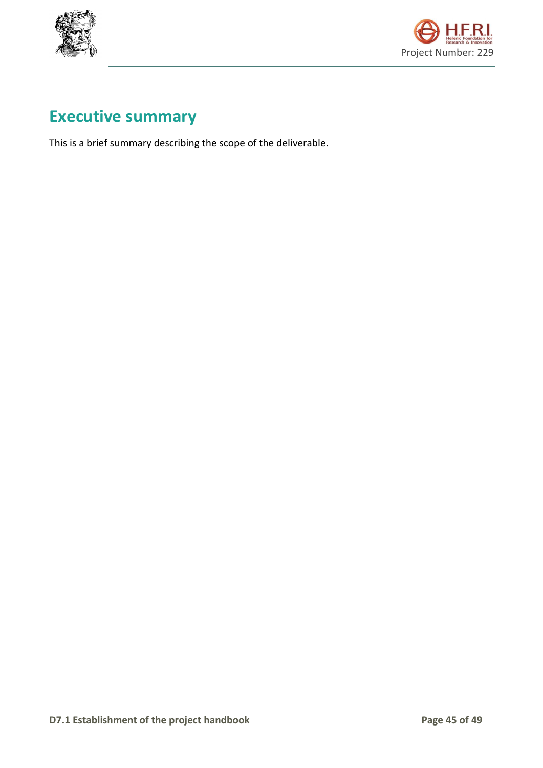# Executive summary

This is a brief summary describing the scope of the deliverable.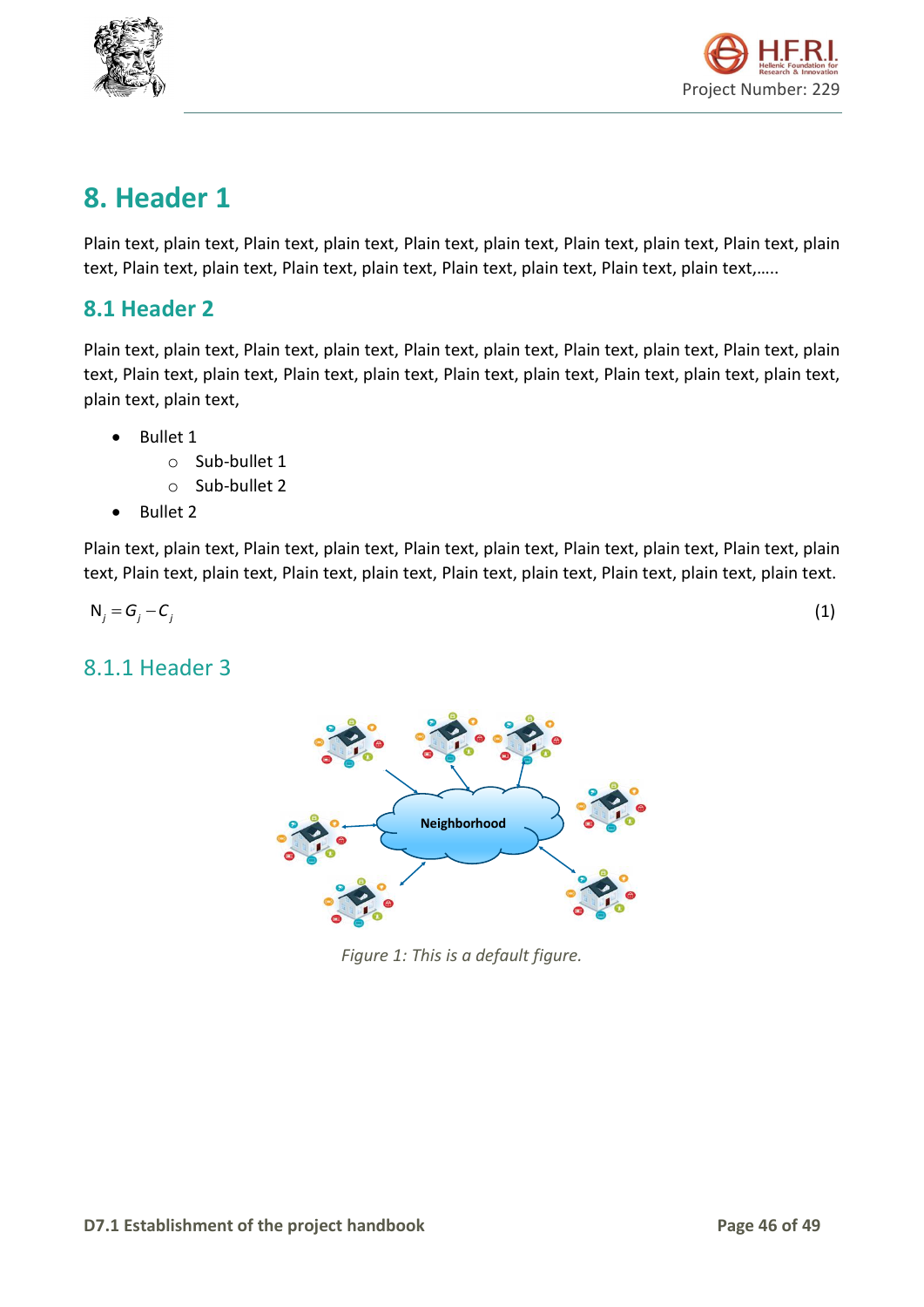# 8. Header 1

Plain text, plain text, Plain text, plain text, Plain text, plain text, Plain text, plain text, Plain text, plain text, Plain text, plain text, Plain text, plain text, Plain text, plain text, Plain text, plain text,…..

## 8.1 Header 2

Plain text, plain text, Plain text, plain text, Plain text, plain text, Plain text, plain text, Plain text, plain text, Plain text, plain text, Plain text, plain text, Plain text, plain text, Plain text, plain text, plain text, plain text, plain text,

- Bullet 1
    - Sub-bullet 1
    - Sub-bullet 2
- Bullet 2

Plain text, plain text, Plain text, plain text, Plain text, plain text, Plain text, plain text, Plain text, plain text, Plain text, plain text, Plain text, plain text, Plain text, plain text, Plain text, plain text, plain text.

$$\mathrm{N}_j = G_j - C_j \tag{1}$$

### 8.1.1 Header 3

Figure 1: This is a default figure.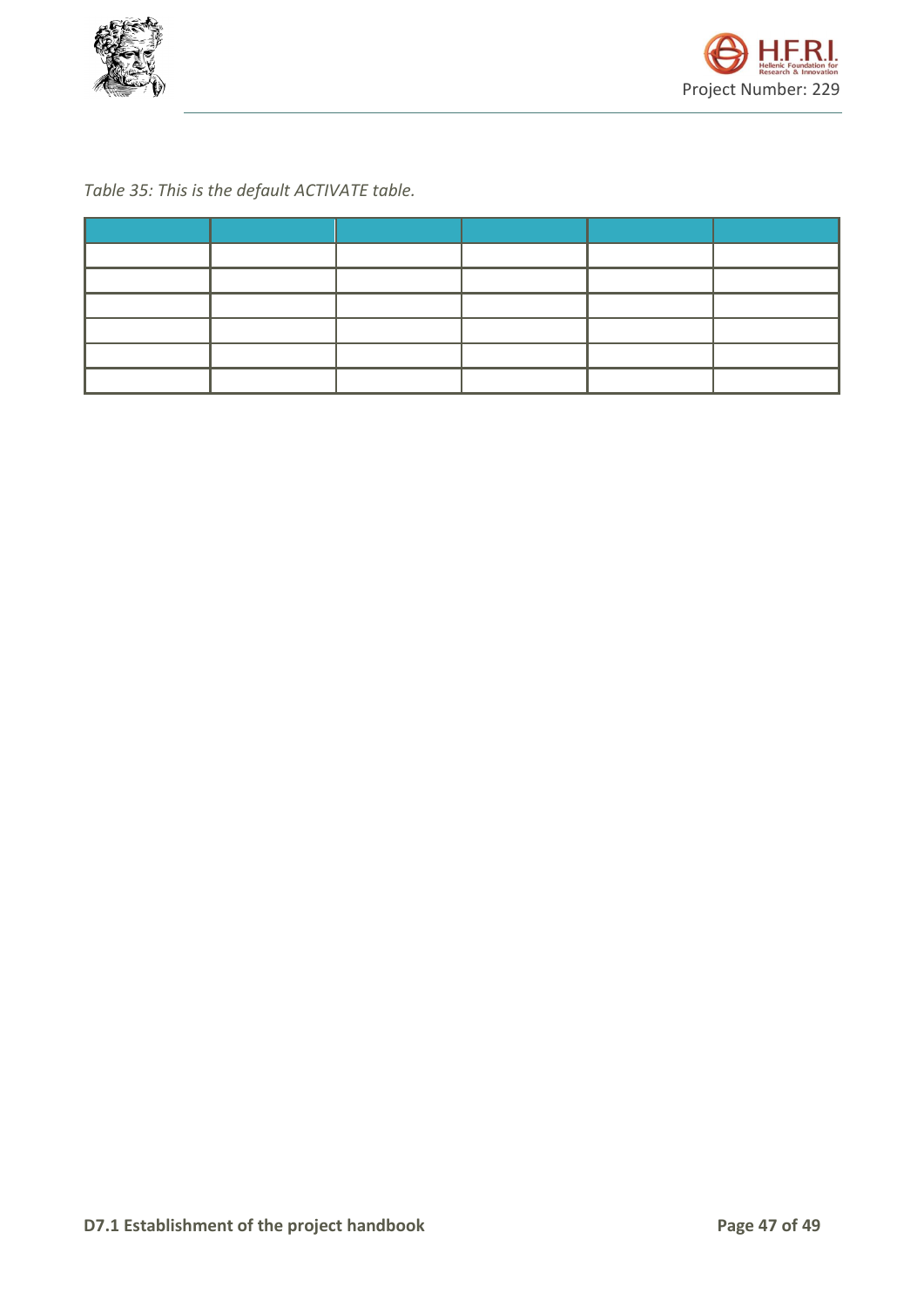*Table 35: This is the default ACTIVATE table.*

| | | | | | |
|---|---|---|---|---|---|
| | | | | | |
| | | | | | |
| | | | | | |
| | | | | | |
| | | | | | |
| | | | | | |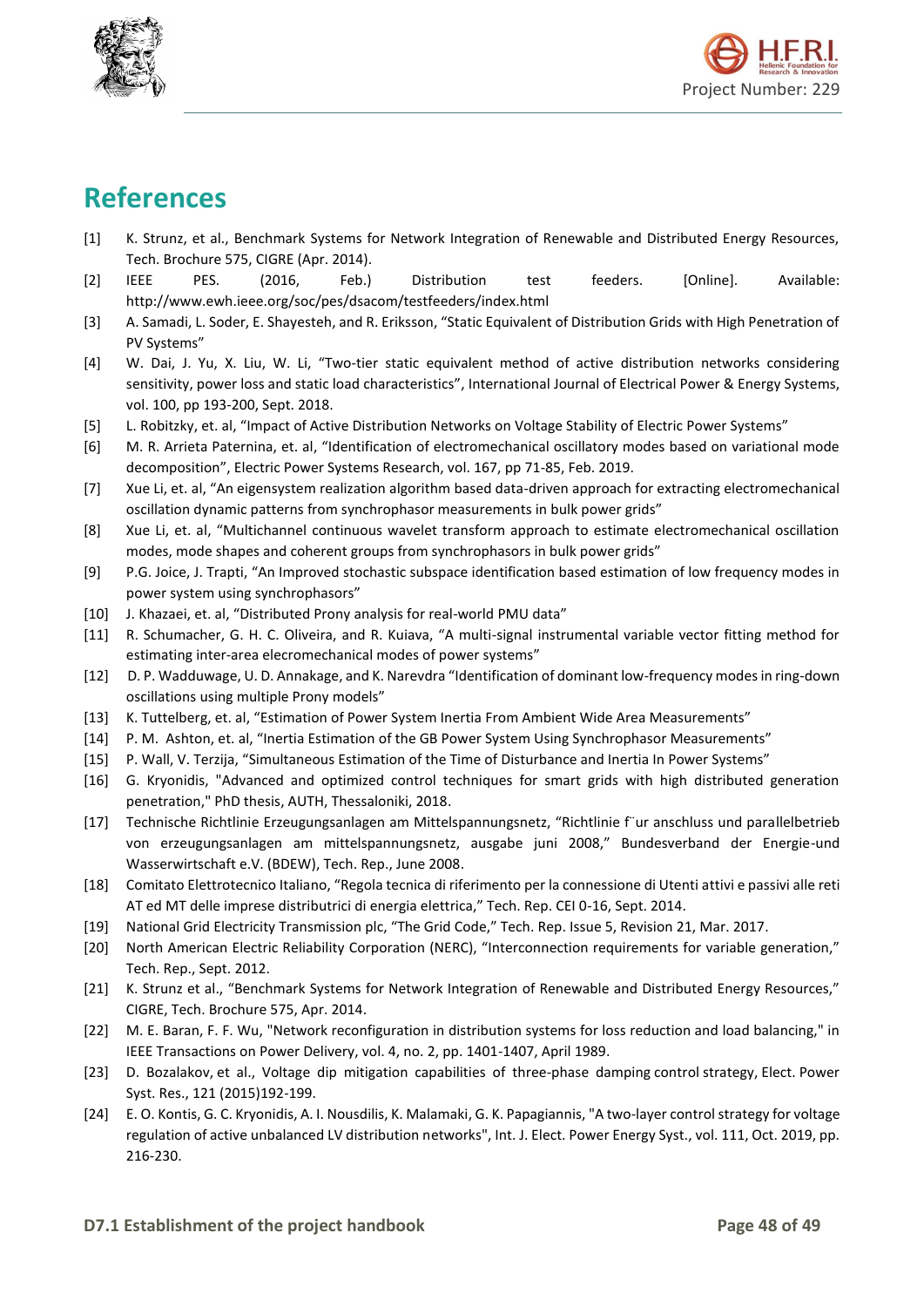# References

[1] K. Strunz, et al., Benchmark Systems for Network Integration of Renewable and Distributed Energy Resources, Tech. Brochure 575, CIGRE (Apr. 2014).

[2] IEEE PES. (2016, Feb.) Distribution test feeders. [Online]. Available: http://www.ewh.ieee.org/soc/pes/dsacom/testfeeders/index.html

[3] A. Samadi, L. Soder, E. Shayesteh, and R. Eriksson, "Static Equivalent of Distribution Grids with High Penetration of PV Systems"

[4] W. Dai, J. Yu, X. Liu, W. Li, "Two-tier static equivalent method of active distribution networks considering sensitivity, power loss and static load characteristics", International Journal of Electrical Power & Energy Systems, vol. 100, pp 193-200, Sept. 2018.

[5] L. Robitzky, et. al, "Impact of Active Distribution Networks on Voltage Stability of Electric Power Systems"

[6] M. R. Arrieta Paternina, et. al, "Identification of electromechanical oscillatory modes based on variational mode decomposition", Electric Power Systems Research, vol. 167, pp 71-85, Feb. 2019.

[7] Xue Li, et. al, "An eigensystem realization algorithm based data-driven approach for extracting electromechanical oscillation dynamic patterns from synchrophasor measurements in bulk power grids"

[8] Xue Li, et. al, "Multichannel continuous wavelet transform approach to estimate electromechanical oscillation modes, mode shapes and coherent groups from synchrophasors in bulk power grids"

[9] P.G. Joice, J. Trapti, "An Improved stochastic subspace identification based estimation of low frequency modes in power system using synchrophasors"

[10] J. Khazaei, et. al, "Distributed Prony analysis for real-world PMU data"

[11] R. Schumacher, G. H. C. Oliveira, and R. Kuiava, "A multi-signal instrumental variable vector fitting method for estimating inter-area elecromechanical modes of power systems"

[12] D. P. Wadduwage, U. D. Annakage, and K. Narevdra "Identification of dominant low-frequency modes in ring-down oscillations using multiple Prony models"

[13] K. Tuttelberg, et. al, "Estimation of Power System Inertia From Ambient Wide Area Measurements"

[14] P. M. Ashton, et. al, "Inertia Estimation of the GB Power System Using Synchrophasor Measurements"

[15] P. Wall, V. Terzija, "Simultaneous Estimation of the Time of Disturbance and Inertia In Power Systems"

[16] G. Kryonidis, "Advanced and optimized control techniques for smart grids with high distributed generation penetration," PhD thesis, AUTH, Thessaloniki, 2018.

[17] Technische Richtlinie Erzeugungsanlagen am Mittelspannungsnetz, "Richtlinie f¨ur anschluss und parallelbetrieb von erzeugungsanlagen am mittelspannungsnetz, ausgabe juni 2008," Bundesverband der Energie-und Wasserwirtschaft e.V. (BDEW), Tech. Rep., June 2008.

[18] Comitato Elettrotecnico Italiano, "Regola tecnica di riferimento per la connessione di Utenti attivi e passivi alle reti AT ed MT delle imprese distributrici di energia elettrica," Tech. Rep. CEI 0-16, Sept. 2014.

[19] National Grid Electricity Transmission plc, "The Grid Code," Tech. Rep. Issue 5, Revision 21, Mar. 2017.

[20] North American Electric Reliability Corporation (NERC), "Interconnection requirements for variable generation," Tech. Rep., Sept. 2012.

[21] K. Strunz et al., "Benchmark Systems for Network Integration of Renewable and Distributed Energy Resources," CIGRE, Tech. Brochure 575, Apr. 2014.

[22] M. E. Baran, F. F. Wu, "Network reconfiguration in distribution systems for loss reduction and load balancing," in IEEE Transactions on Power Delivery, vol. 4, no. 2, pp. 1401-1407, April 1989.

[23] D. Bozalakov, et al., Voltage dip mitigation capabilities of three-phase damping control strategy, Elect. Power Syst. Res., 121 (2015)192-199.

[24] E. O. Kontis, G. C. Kryonidis, A. I. Nousdilis, K. Malamaki, G. K. Papagiannis, "A two-layer control strategy for voltage regulation of active unbalanced LV distribution networks", Int. J. Elect. Power Energy Syst., vol. 111, Oct. 2019, pp. 216-230.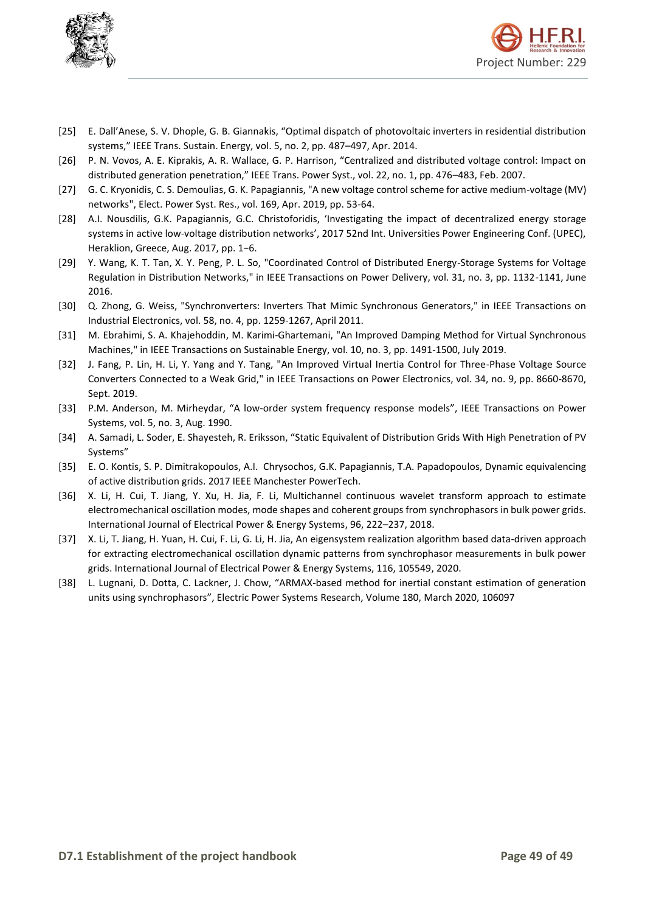[25] E. Dall'Anese, S. V. Dhople, G. B. Giannakis, "Optimal dispatch of photovoltaic inverters in residential distribution systems," IEEE Trans. Sustain. Energy, vol. 5, no. 2, pp. 487–497, Apr. 2014.

[26] P. N. Vovos, A. E. Kiprakis, A. R. Wallace, G. P. Harrison, "Centralized and distributed voltage control: Impact on distributed generation penetration," IEEE Trans. Power Syst., vol. 22, no. 1, pp. 476–483, Feb. 2007.

[27] G. C. Kryonidis, C. S. Demoulias, G. K. Papagiannis, "A new voltage control scheme for active medium-voltage (MV) networks", Elect. Power Syst. Res., vol. 169, Apr. 2019, pp. 53-64.

[28] A.I. Nousdilis, G.K. Papagiannis, G.C. Christoforidis, 'Investigating the impact of decentralized energy storage systems in active low-voltage distribution networks', 2017 52nd Int. Universities Power Engineering Conf. (UPEC), Heraklion, Greece, Aug. 2017, pp. 1–6.

[29] Y. Wang, K. T. Tan, X. Y. Peng, P. L. So, "Coordinated Control of Distributed Energy-Storage Systems for Voltage Regulation in Distribution Networks," in IEEE Transactions on Power Delivery, vol. 31, no. 3, pp. 1132-1141, June 2016.

[30] Q. Zhong, G. Weiss, "Synchronverters: Inverters That Mimic Synchronous Generators," in IEEE Transactions on Industrial Electronics, vol. 58, no. 4, pp. 1259-1267, April 2011.

[31] M. Ebrahimi, S. A. Khajehoddin, M. Karimi-Ghartemani, "An Improved Damping Method for Virtual Synchronous Machines," in IEEE Transactions on Sustainable Energy, vol. 10, no. 3, pp. 1491-1500, July 2019.

[32] J. Fang, P. Lin, H. Li, Y. Yang and Y. Tang, "An Improved Virtual Inertia Control for Three-Phase Voltage Source Converters Connected to a Weak Grid," in IEEE Transactions on Power Electronics, vol. 34, no. 9, pp. 8660-8670, Sept. 2019.

[33] P.M. Anderson, M. Mirheydar, "A low-order system frequency response models", IEEE Transactions on Power Systems, vol. 5, no. 3, Aug. 1990.

[34] A. Samadi, L. Soder, E. Shayesteh, R. Eriksson, "Static Equivalent of Distribution Grids With High Penetration of PV Systems"

[35] E. O. Kontis, S. P. Dimitrakopoulos, A.I. Chrysochos, G.K. Papagiannis, T.A. Papadopoulos, Dynamic equivalencing of active distribution grids. 2017 IEEE Manchester PowerTech.

[36] X. Li, H. Cui, T. Jiang, Y. Xu, H. Jia, F. Li, Multichannel continuous wavelet transform approach to estimate electromechanical oscillation modes, mode shapes and coherent groups from synchrophasors in bulk power grids. International Journal of Electrical Power & Energy Systems, 96, 222–237, 2018.

[37] X. Li, T. Jiang, H. Yuan, H. Cui, F. Li, G. Li, H. Jia, An eigensystem realization algorithm based data-driven approach for extracting electromechanical oscillation dynamic patterns from synchrophasor measurements in bulk power grids. International Journal of Electrical Power & Energy Systems, 116, 105549, 2020.

[38] L. Lugnani, D. Dotta, C. Lackner, J. Chow, "ARMAX-based method for inertial constant estimation of generation units using synchrophasors", Electric Power Systems Research, Volume 180, March 2020, 106097